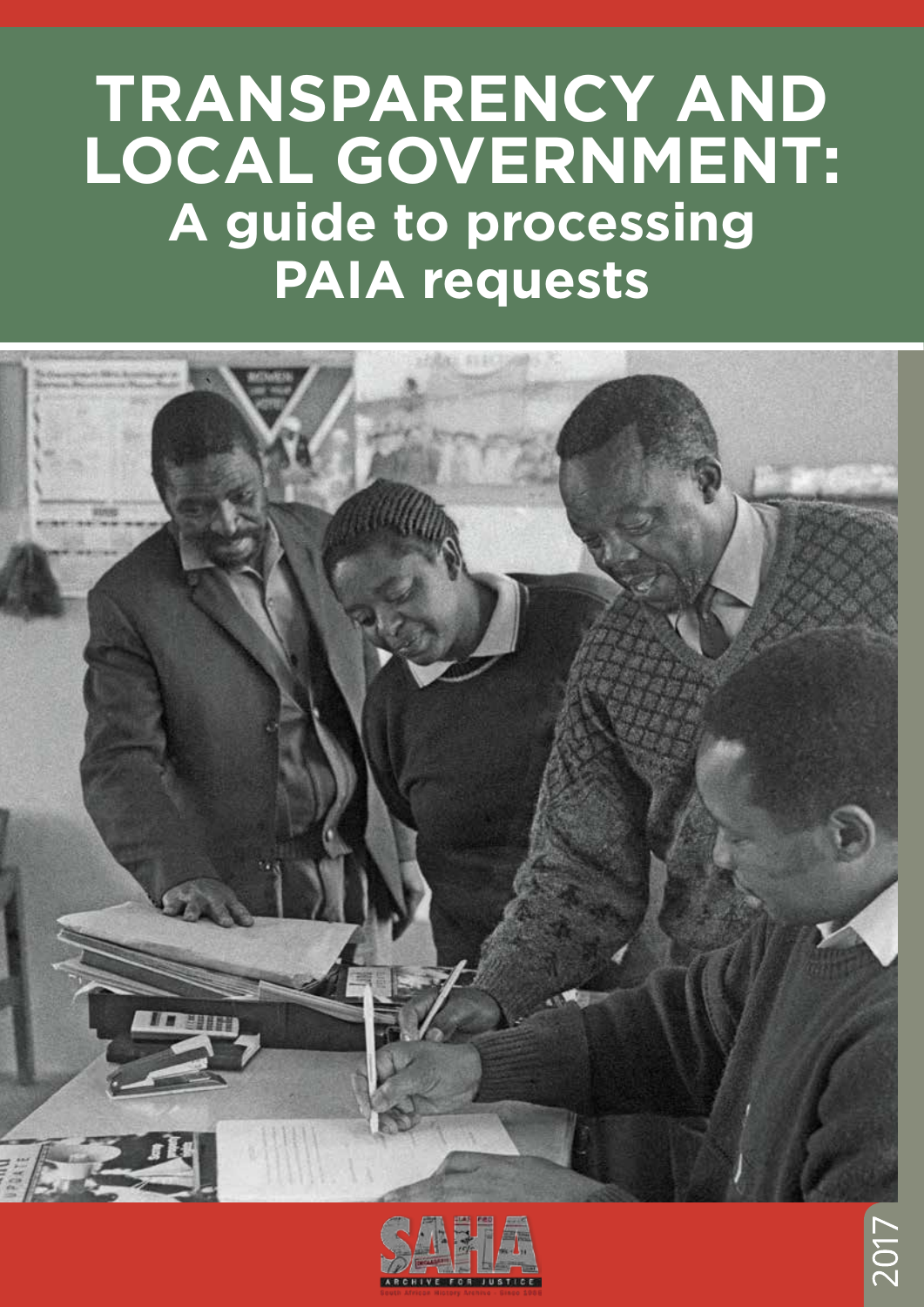# TRANSPARENCY AND LOCAL GOVERNMENT:

## A guide to processing PAIA requests

SAHA

ARCHIVE FOR JUSTICE

South African History Archive · Since 1988

2017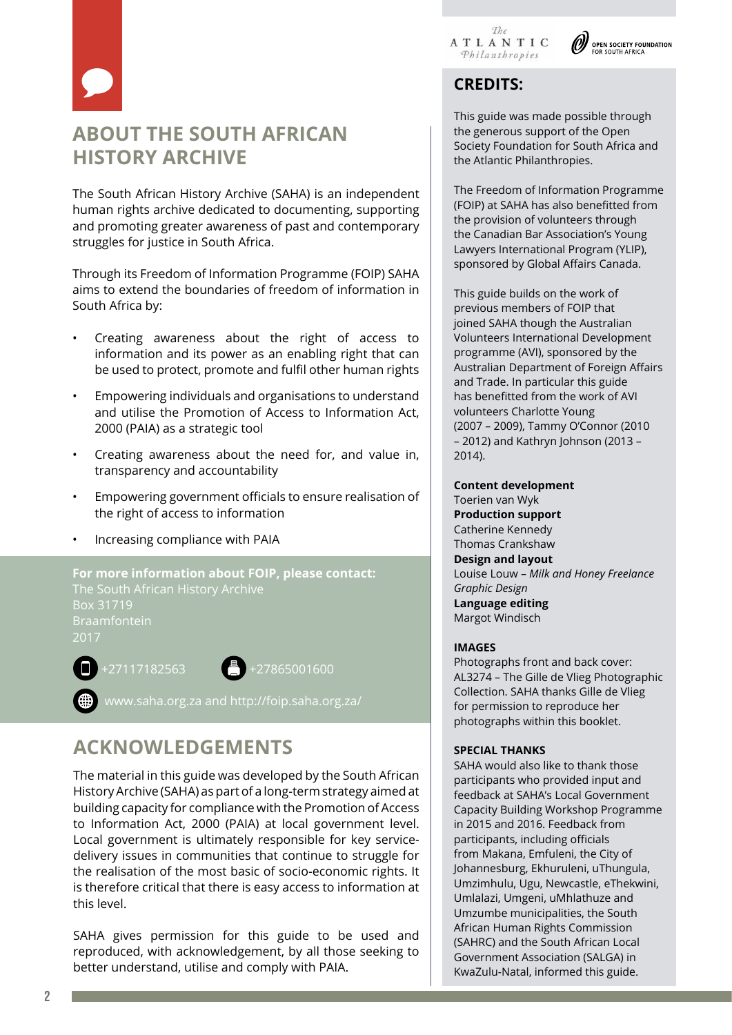## ABOUT THE SOUTH AFRICAN HISTORY ARCHIVE

The South African History Archive (SAHA) is an independent human rights archive dedicated to documenting, supporting and promoting greater awareness of past and contemporary struggles for justice in South Africa.

Through its Freedom of Information Programme (FOIP) SAHA aims to extend the boundaries of freedom of information in South Africa by:

- Creating awareness about the right of access to information and its power as an enabling right that can be used to protect, promote and fulfil other human rights
- Empowering individuals and organisations to understand and utilise the Promotion of Access to Information Act, 2000 (PAIA) as a strategic tool
- Creating awareness about the need for, and value in, transparency and accountability
- Empowering government officials to ensure realisation of the right of access to information
- Increasing compliance with PAIA

**For more information about FOIP, please contact:**
The South African History Archive
Box 31719
Braamfontein
2017

+27117182563 +27865001600

www.saha.org.za and http://foip.saha.org.za/

## ACKNOWLEDGEMENTS

The material in this guide was developed by the South African History Archive (SAHA) as part of a long-term strategy aimed at building capacity for compliance with the Promotion of Access to Information Act, 2000 (PAIA) at local government level. Local government is ultimately responsible for key service-delivery issues in communities that continue to struggle for the realisation of the most basic of socio-economic rights. It is therefore critical that there is easy access to information at this level.

SAHA gives permission for this guide to be used and reproduced, with acknowledgement, by all those seeking to better understand, utilise and comply with PAIA.

The Atlantic Philanthropies — Open Society Foundation for South Africa

## CREDITS:

This guide was made possible through the generous support of the Open Society Foundation for South Africa and the Atlantic Philanthropies.

The Freedom of Information Programme (FOIP) at SAHA has also benefitted from the provision of volunteers through the Canadian Bar Association's Young Lawyers International Program (YLIP), sponsored by Global Affairs Canada.

This guide builds on the work of previous members of FOIP that joined SAHA though the Australian Volunteers International Development programme (AVI), sponsored by the Australian Department of Foreign Affairs and Trade. In particular this guide has benefitted from the work of AVI volunteers Charlotte Young (2007 – 2009), Tammy O'Connor (2010 – 2012) and Kathryn Johnson (2013 – 2014).

**Content development**
Toerien van Wyk
**Production support**
Catherine Kennedy
Thomas Crankshaw
**Design and layout**
Louise Louw – *Milk and Honey Freelance Graphic Design*
**Language editing**
Margot Windisch

**IMAGES**
Photographs front and back cover: AL3274 – The Gille de Vlieg Photographic Collection. SAHA thanks Gille de Vlieg for permission to reproduce her photographs within this booklet.

**SPECIAL THANKS**
SAHA would also like to thank those participants who provided input and feedback at SAHA's Local Government Capacity Building Workshop Programme in 2015 and 2016. Feedback from participants, including officials from Makana, Emfuleni, the City of Johannesburg, Ekhuruleni, uThungula, Umzimhulu, Ugu, Newcastle, eThekwini, Umlalazi, Umgeni, uMhlathuze and Umzumbe municipalities, the South African Human Rights Commission (SAHRC) and the South African Local Government Association (SALGA) in KwaZulu-Natal, informed this guide.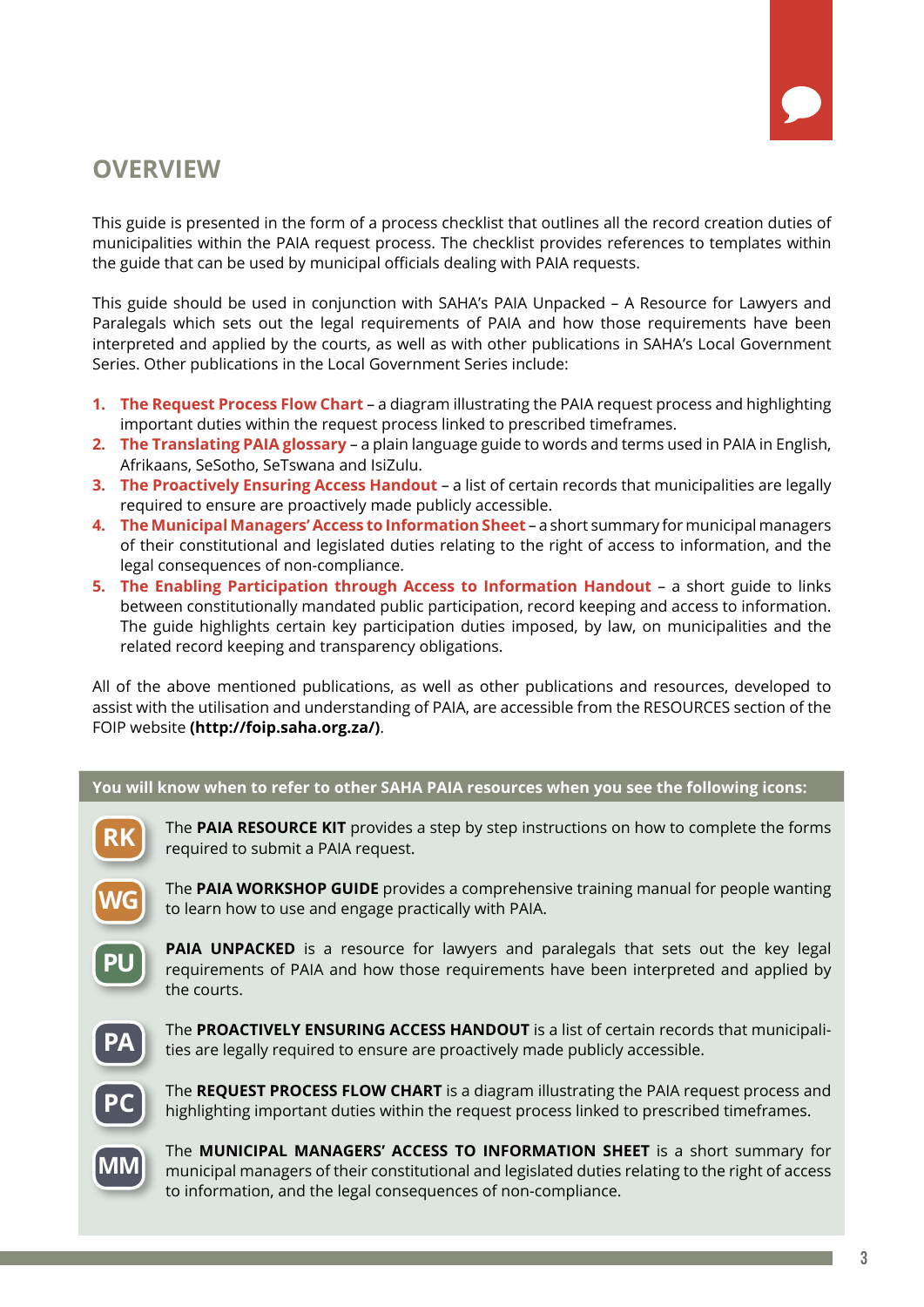## OVERVIEW

This guide is presented in the form of a process checklist that outlines all the record creation duties of municipalities within the PAIA request process. The checklist provides references to templates within the guide that can be used by municipal officials dealing with PAIA requests.

This guide should be used in conjunction with SAHA's PAIA Unpacked – A Resource for Lawyers and Paralegals which sets out the legal requirements of PAIA and how those requirements have been interpreted and applied by the courts, as well as with other publications in SAHA's Local Government Series. Other publications in the Local Government Series include:

1. **The Request Process Flow Chart** – a diagram illustrating the PAIA request process and highlighting important duties within the request process linked to prescribed timeframes.
2. **The Translating PAIA glossary** – a plain language guide to words and terms used in PAIA in English, Afrikaans, SeSotho, SeTswana and IsiZulu.
3. **The Proactively Ensuring Access Handout** – a list of certain records that municipalities are legally required to ensure are proactively made publicly accessible.
4. **The Municipal Managers' Access to Information Sheet** – a short summary for municipal managers of their constitutional and legislated duties relating to the right of access to information, and the legal consequences of non-compliance.
5. **The Enabling Participation through Access to Information Handout** – a short guide to links between constitutionally mandated public participation, record keeping and access to information. The guide highlights certain key participation duties imposed, by law, on municipalities and the related record keeping and transparency obligations.

All of the above mentioned publications, as well as other publications and resources, developed to assist with the utilisation and understanding of PAIA, are accessible from the RESOURCES section of the FOIP website **(http://foip.saha.org.za/)**.

**You will know when to refer to other SAHA PAIA resources when you see the following icons:**

**RK** – The **PAIA RESOURCE KIT** provides a step by step instructions on how to complete the forms required to submit a PAIA request.

**WG** – The **PAIA WORKSHOP GUIDE** provides a comprehensive training manual for people wanting to learn how to use and engage practically with PAIA.

**PU** – **PAIA UNPACKED** is a resource for lawyers and paralegals that sets out the key legal requirements of PAIA and how those requirements have been interpreted and applied by the courts.

**PA** – The **PROACTIVELY ENSURING ACCESS HANDOUT** is a list of certain records that municipalities are legally required to ensure are proactively made publicly accessible.

**PC** – The **REQUEST PROCESS FLOW CHART** is a diagram illustrating the PAIA request process and highlighting important duties within the request process linked to prescribed timeframes.

**MM** – The **MUNICIPAL MANAGERS' ACCESS TO INFORMATION SHEET** is a short summary for municipal managers of their constitutional and legislated duties relating to the right of access to information, and the legal consequences of non-compliance.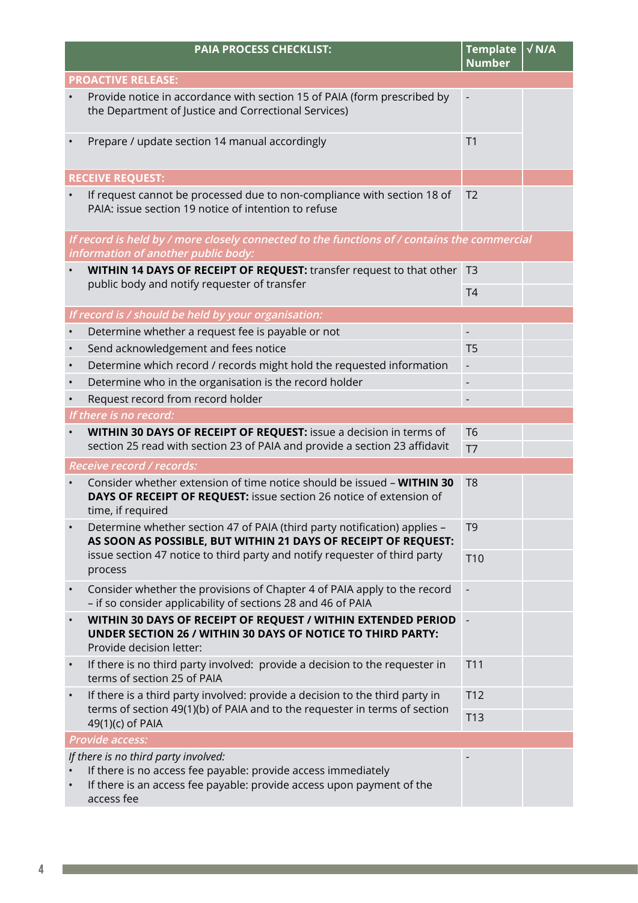| PAIA PROCESS CHECKLIST: | Template Number | √ N/A |
|---|---|---|
| **PROACTIVE RELEASE:** | | |
| • Provide notice in accordance with section 15 of PAIA (form prescribed by the Department of Justice and Correctional Services) | - | |
| • Prepare / update section 14 manual accordingly | T1 | |
| **RECEIVE REQUEST:** | | |
| • If request cannot be processed due to non-compliance with section 18 of PAIA: issue section 19 notice of intention to refuse | T2 | |
| *If record is held by / more closely connected to the functions of / contains the commercial information of another public body:* | | |
| • **WITHIN 14 DAYS OF RECEIPT OF REQUEST:** transfer request to that other public body and notify requester of transfer | T3 | |
| | T4 | |
| *If record is / should be held by your organisation:* | | |
| • Determine whether a request fee is payable or not | - | |
| • Send acknowledgement and fees notice | T5 | |
| • Determine which record / records might hold the requested information | - | |
| • Determine who in the organisation is the record holder | - | |
| • Request record from record holder | - | |
| *If there is no record:* | | |
| • **WITHIN 30 DAYS OF RECEIPT OF REQUEST:** issue a decision in terms of section 25 read with section 23 of PAIA and provide a section 23 affidavit | T6 | |
| | T7 | |
| *Receive record / records:* | | |
| • Consider whether extension of time notice should be issued – **WITHIN 30 DAYS OF RECEIPT OF REQUEST:** issue section 26 notice of extension of time, if required | T8 | |
| • Determine whether section 47 of PAIA (third party notification) applies – **AS SOON AS POSSIBLE, BUT WITHIN 21 DAYS OF RECEIPT OF REQUEST:** issue section 47 notice to third party and notify requester of third party process | T9 | |
| | T10 | |
| • Consider whether the provisions of Chapter 4 of PAIA apply to the record – if so consider applicability of sections 28 and 46 of PAIA | - | |
| • **WITHIN 30 DAYS OF RECEIPT OF REQUEST / WITHIN EXTENDED PERIOD UNDER SECTION 26 / WITHIN 30 DAYS OF NOTICE TO THIRD PARTY:** Provide decision letter: | - | |
| • If there is no third party involved: provide a decision to the requester in terms of section 25 of PAIA | T11 | |
| • If there is a third party involved: provide a decision to the third party in terms of section 49(1)(b) of PAIA and to the requester in terms of section 49(1)(c) of PAIA | T12 | |
| | T13 | |
| *Provide access:* | | |
| *If there is no third party involved:*<br>• If there is no access fee payable: provide access immediately<br>• If there is an access fee payable: provide access upon payment of the access fee | - | |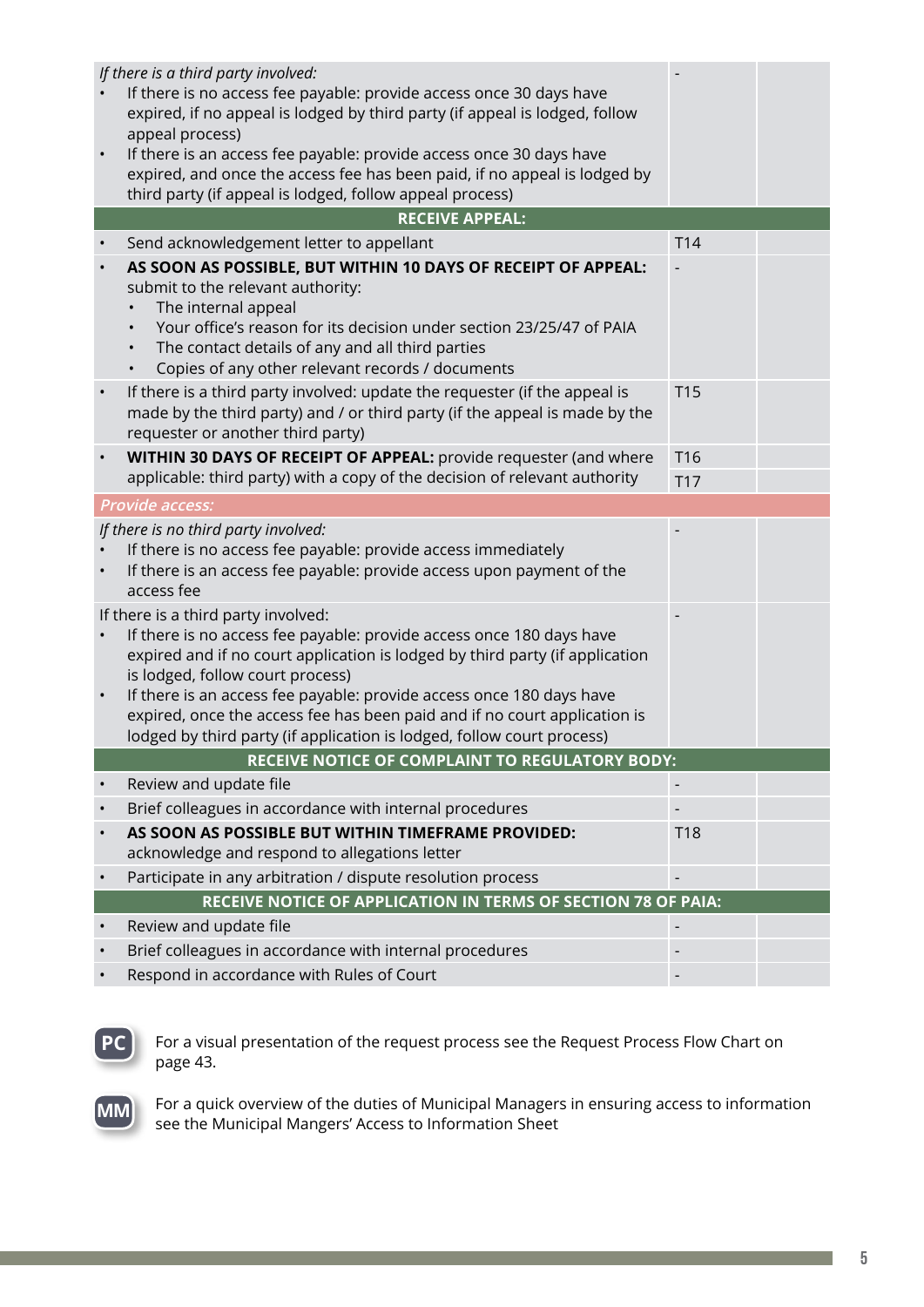| | | |
|---|---|---|
| *If there is a third party involved:*<br>• If there is no access fee payable: provide access once 30 days have expired, if no appeal is lodged by third party (if appeal is lodged, follow appeal process)<br>• If there is an access fee payable: provide access once 30 days have expired, and once the access fee has been paid, if no appeal is lodged by third party (if appeal is lodged, follow appeal process) | - | |
| **RECEIVE APPEAL:** | | |
| • Send acknowledgement letter to appellant | T14 | |
| • **AS SOON AS POSSIBLE, BUT WITHIN 10 DAYS OF RECEIPT OF APPEAL:** submit to the relevant authority:<br>• The internal appeal<br>• Your office's reason for its decision under section 23/25/47 of PAIA<br>• The contact details of any and all third parties<br>• Copies of any other relevant records / documents | - | |
| • If there is a third party involved: update the requester (if the appeal is made by the third party) and / or third party (if the appeal is made by the requester or another third party) | T15 | |
| • **WITHIN 30 DAYS OF RECEIPT OF APPEAL:** provide requester (and where applicable: third party) with a copy of the decision of relevant authority | T16<br>T17 | |
| *Provide access:* | | |
| *If there is no third party involved:*<br>• If there is no access fee payable: provide access immediately<br>• If there is an access fee payable: provide access upon payment of the access fee | - | |
| If there is a third party involved:<br>• If there is no access fee payable: provide access once 180 days have expired and if no court application is lodged by third party (if application is lodged, follow court process)<br>• If there is an access fee payable: provide access once 180 days have expired, once the access fee has been paid and if no court application is lodged by third party (if application is lodged, follow court process) | - | |
| **RECEIVE NOTICE OF COMPLAINT TO REGULATORY BODY:** | | |
| • Review and update file | - | |
| • Brief colleagues in accordance with internal procedures | - | |
| • **AS SOON AS POSSIBLE BUT WITHIN TIMEFRAME PROVIDED:** acknowledge and respond to allegations letter | T18 | |
| • Participate in any arbitration / dispute resolution process | - | |
| **RECEIVE NOTICE OF APPLICATION IN TERMS OF SECTION 78 OF PAIA:** | | |
| • Review and update file | - | |
| • Brief colleagues in accordance with internal procedures | - | |
| • Respond in accordance with Rules of Court | - | |

**PC** For a visual presentation of the request process see the Request Process Flow Chart on page 43.

**MM** For a quick overview of the duties of Municipal Managers in ensuring access to information see the Municipal Mangers' Access to Information Sheet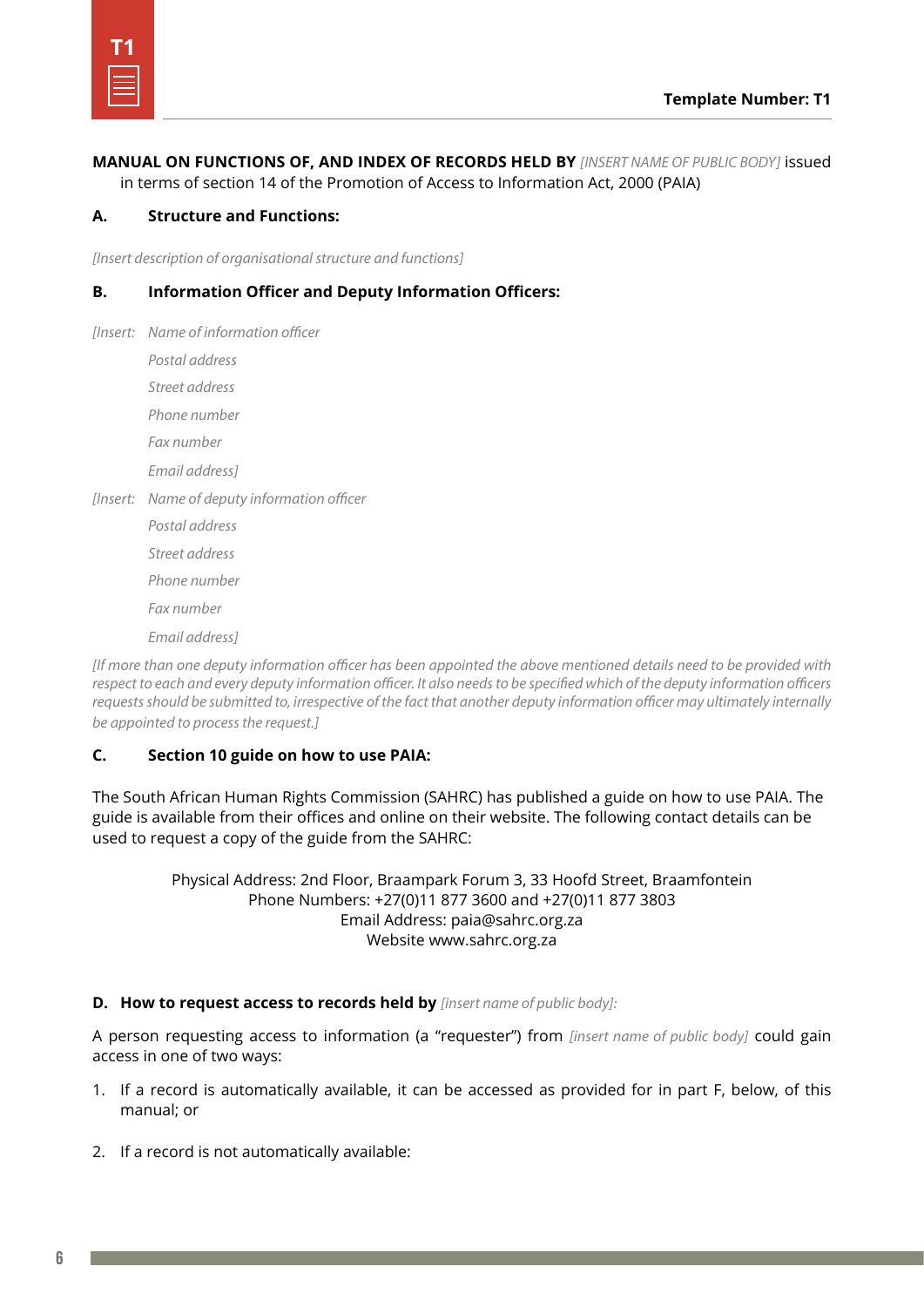**Template Number: T1**

**MANUAL ON FUNCTIONS OF, AND INDEX OF RECORDS HELD BY** *[INSERT NAME OF PUBLIC BODY]* issued in terms of section 14 of the Promotion of Access to Information Act, 2000 (PAIA)

**A. Structure and Functions:**

*[Insert description of organisational structure and functions]*

**B. Information Officer and Deputy Information Officers:**

*[Insert: Name of information officer*
*Postal address*
*Street address*
*Phone number*
*Fax number*
*Email address]*

*[Insert: Name of deputy information officer*
*Postal address*
*Street address*
*Phone number*
*Fax number*
*Email address]*

*[If more than one deputy information officer has been appointed the above mentioned details need to be provided with respect to each and every deputy information officer. It also needs to be specified which of the deputy information officers requests should be submitted to, irrespective of the fact that another deputy information officer may ultimately internally be appointed to process the request.]*

**C. Section 10 guide on how to use PAIA:**

The South African Human Rights Commission (SAHRC) has published a guide on how to use PAIA. The guide is available from their offices and online on their website. The following contact details can be used to request a copy of the guide from the SAHRC:

Physical Address: 2nd Floor, Braampark Forum 3, 33 Hoofd Street, Braamfontein
Phone Numbers: +27(0)11 877 3600 and +27(0)11 877 3803
Email Address: paia@sahrc.org.za
Website www.sahrc.org.za

**D. How to request access to records held by** *[insert name of public body]:*

A person requesting access to information (a "requester") from *[insert name of public body]* could gain access in one of two ways:

1. If a record is automatically available, it can be accessed as provided for in part F, below, of this manual; or

2. If a record is not automatically available: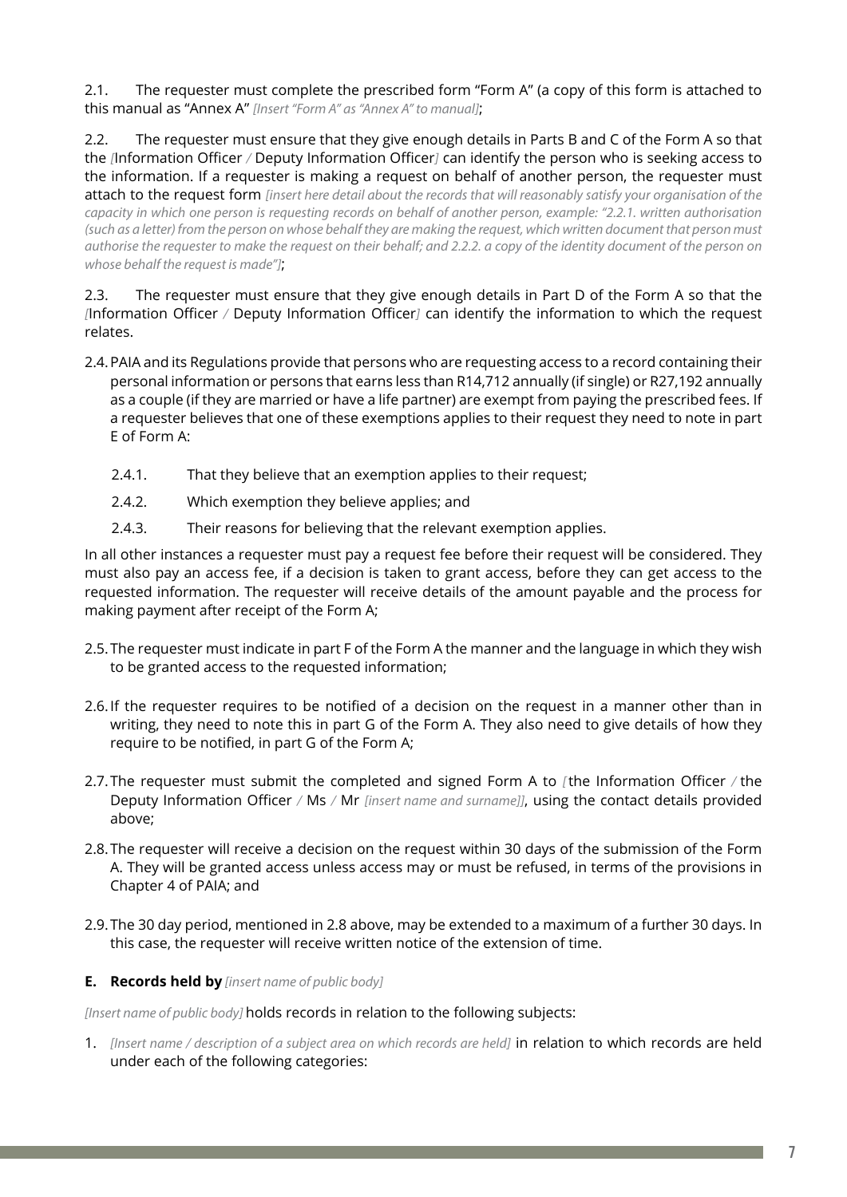2.1. The requester must complete the prescribed form "Form A" (a copy of this form is attached to this manual as "Annex A" *[Insert "Form A" as "Annex A" to manual]*;

2.2. The requester must ensure that they give enough details in Parts B and C of the Form A so that the *[*Information Officer */* Deputy Information Officer*]* can identify the person who is seeking access to the information. If a requester is making a request on behalf of another person, the requester must attach to the request form *[insert here detail about the records that will reasonably satisfy your organisation of the capacity in which one person is requesting records on behalf of another person, example: "2.2.1. written authorisation (such as a letter) from the person on whose behalf they are making the request, which written document that person must authorise the requester to make the request on their behalf; and 2.2.2. a copy of the identity document of the person on whose behalf the request is made"]*;

2.3. The requester must ensure that they give enough details in Part D of the Form A so that the *[*Information Officer */* Deputy Information Officer*]* can identify the information to which the request relates.

2.4. PAIA and its Regulations provide that persons who are requesting access to a record containing their personal information or persons that earns less than R14,712 annually (if single) or R27,192 annually as a couple (if they are married or have a life partner) are exempt from paying the prescribed fees. If a requester believes that one of these exemptions applies to their request they need to note in part E of Form A:

- 2.4.1. That they believe that an exemption applies to their request;
- 2.4.2. Which exemption they believe applies; and
- 2.4.3. Their reasons for believing that the relevant exemption applies.

In all other instances a requester must pay a request fee before their request will be considered. They must also pay an access fee, if a decision is taken to grant access, before they can get access to the requested information. The requester will receive details of the amount payable and the process for making payment after receipt of the Form A;

2.5. The requester must indicate in part F of the Form A the manner and the language in which they wish to be granted access to the requested information;

2.6. If the requester requires to be notified of a decision on the request in a manner other than in writing, they need to note this in part G of the Form A. They also need to give details of how they require to be notified, in part G of the Form A;

2.7. The requester must submit the completed and signed Form A to *[*the Information Officer */* the Deputy Information Officer */* Ms */* Mr *[insert name and surname]]*, using the contact details provided above;

2.8. The requester will receive a decision on the request within 30 days of the submission of the Form A. They will be granted access unless access may or must be refused, in terms of the provisions in Chapter 4 of PAIA; and

2.9. The 30 day period, mentioned in 2.8 above, may be extended to a maximum of a further 30 days. In this case, the requester will receive written notice of the extension of time.

**E. Records held by** *[insert name of public body]*

*[Insert name of public body]* holds records in relation to the following subjects:

1. *[Insert name / description of a subject area on which records are held]* in relation to which records are held under each of the following categories: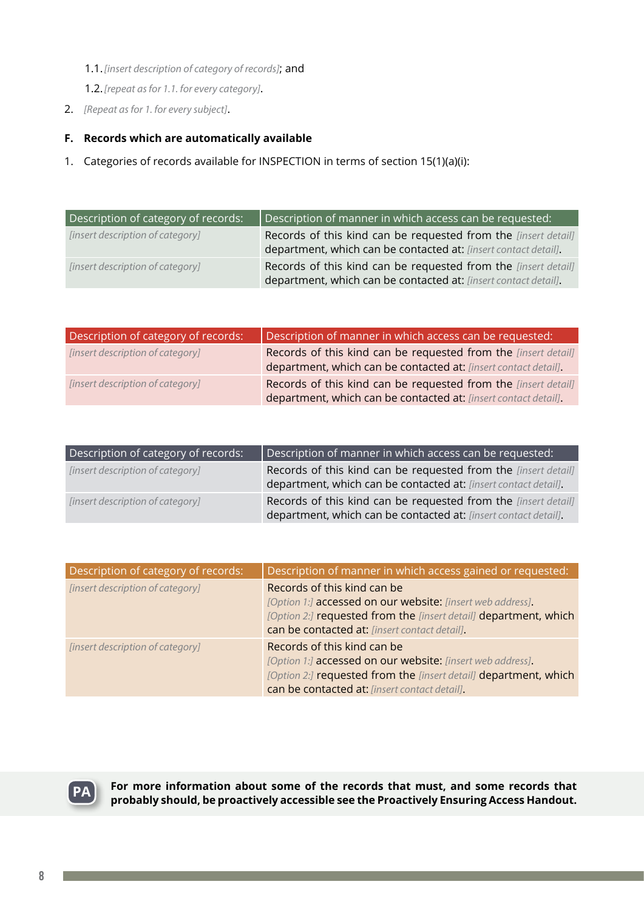1.1. *[insert description of category of records]*; and

1.2. *[repeat as for 1.1. for every category]*.

2. *[Repeat as for 1. for every subject]*.

**F. Records which are automatically available**

1. Categories of records available for INSPECTION in terms of section 15(1)(a)(i):

| Description of category of records: | Description of manner in which access can be requested: |
| --- | --- |
| *[insert description of category]* | Records of this kind can be requested from the *[insert detail]* department, which can be contacted at: *[insert contact detail]*. |
| *[insert description of category]* | Records of this kind can be requested from the *[insert detail]* department, which can be contacted at: *[insert contact detail]*. |

| Description of category of records: | Description of manner in which access can be requested: |
| --- | --- |
| *[insert description of category]* | Records of this kind can be requested from the *[insert detail]* department, which can be contacted at: *[insert contact detail]*. |
| *[insert description of category]* | Records of this kind can be requested from the *[insert detail]* department, which can be contacted at: *[insert contact detail]*. |

| Description of category of records: | Description of manner in which access can be requested: |
| --- | --- |
| *[insert description of category]* | Records of this kind can be requested from the *[insert detail]* department, which can be contacted at: *[insert contact detail]*. |
| *[insert description of category]* | Records of this kind can be requested from the *[insert detail]* department, which can be contacted at: *[insert contact detail]*. |

| Description of category of records: | Description of manner in which access gained or requested: |
| --- | --- |
| *[insert description of category]* | Records of this kind can be *[Option 1:]* accessed on our website: *[insert web address]*. *[Option 2:]* requested from the *[insert detail]* department, which can be contacted at: *[insert contact detail]*. |
| *[insert description of category]* | Records of this kind can be *[Option 1:]* accessed on our website: *[insert web address]*. *[Option 2:]* requested from the *[insert detail]* department, which can be contacted at: *[insert contact detail]*. |

**PA** **For more information about some of the records that must, and some records that probably should, be proactively accessible see the Proactively Ensuring Access Handout.**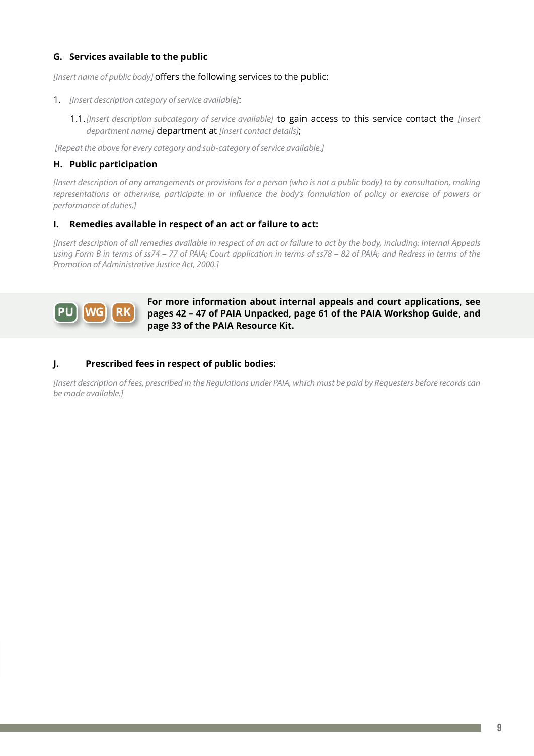### G. Services available to the public

*[Insert name of public body]* offers the following services to the public:

1. *[Insert description category of service available]*:

    1.1. *[Insert description subcategory of service available]* to gain access to this service contact the *[insert department name]* department at *[insert contact details]*;

*[Repeat the above for every category and sub-category of service available.]*

### H. Public participation

*[Insert description of any arrangements or provisions for a person (who is not a public body) to by consultation, making representations or otherwise, participate in or influence the body's formulation of policy or exercise of powers or performance of duties.]*

### I. Remedies available in respect of an act or failure to act:

*[Insert description of all remedies available in respect of an act or failure to act by the body, including: Internal Appeals using Form B in terms of ss74 – 77 of PAIA; Court application in terms of ss78 – 82 of PAIA; and Redress in terms of the Promotion of Administrative Justice Act, 2000.]*

PU WG RK **For more information about internal appeals and court applications, see pages 42 – 47 of PAIA Unpacked, page 61 of the PAIA Workshop Guide, and page 33 of the PAIA Resource Kit.**

### J. Prescribed fees in respect of public bodies:

*[Insert description of fees, prescribed in the Regulations under PAIA, which must be paid by Requesters before records can be made available.]*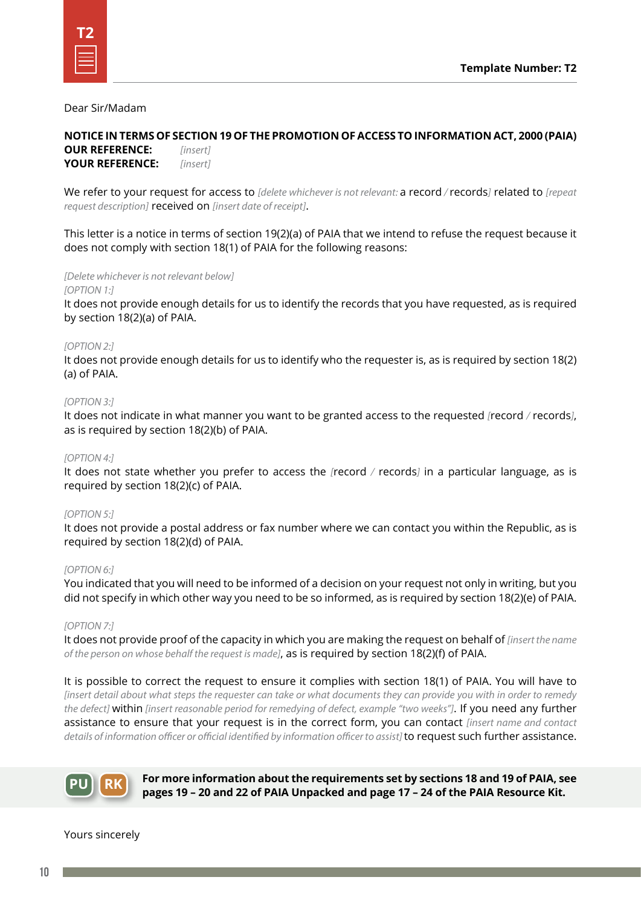**Template Number: T2**

Dear Sir/Madam

**NOTICE IN TERMS OF SECTION 19 OF THE PROMOTION OF ACCESS TO INFORMATION ACT, 2000 (PAIA)**
**OUR REFERENCE:** *[insert]*
**YOUR REFERENCE:** *[insert]*

We refer to your request for access to *[delete whichever is not relevant:* a record / records*]* related to *[repeat request description]* received on *[insert date of receipt]*.

This letter is a notice in terms of section 19(2)(a) of PAIA that we intend to refuse the request because it does not comply with section 18(1) of PAIA for the following reasons:

*[Delete whichever is not relevant below]*
*[OPTION 1:]*
It does not provide enough details for us to identify the records that you have requested, as is required by section 18(2)(a) of PAIA.

*[OPTION 2:]*
It does not provide enough details for us to identify who the requester is, as is required by section 18(2)(a) of PAIA.

*[OPTION 3:]*
It does not indicate in what manner you want to be granted access to the requested *[*record / records*]*, as is required by section 18(2)(b) of PAIA.

*[OPTION 4:]*
It does not state whether you prefer to access the *[*record / records*]* in a particular language, as is required by section 18(2)(c) of PAIA.

*[OPTION 5:]*
It does not provide a postal address or fax number where we can contact you within the Republic, as is required by section 18(2)(d) of PAIA.

*[OPTION 6:]*
You indicated that you will need to be informed of a decision on your request not only in writing, but you did not specify in which other way you need to be so informed, as is required by section 18(2)(e) of PAIA.

*[OPTION 7:]*
It does not provide proof of the capacity in which you are making the request on behalf of *[insert the name of the person on whose behalf the request is made]*, as is required by section 18(2)(f) of PAIA.

It is possible to correct the request to ensure it complies with section 18(1) of PAIA. You will have to *[insert detail about what steps the requester can take or what documents they can provide you with in order to remedy the defect]* within *[insert reasonable period for remedying of defect, example "two weeks"]*. If you need any further assistance to ensure that your request is in the correct form, you can contact *[insert name and contact details of information officer or official identified by information officer to assist]* to request such further assistance.

PU RK **For more information about the requirements set by sections 18 and 19 of PAIA, see pages 19 – 20 and 22 of PAIA Unpacked and page 17 – 24 of the PAIA Resource Kit.**

Yours sincerely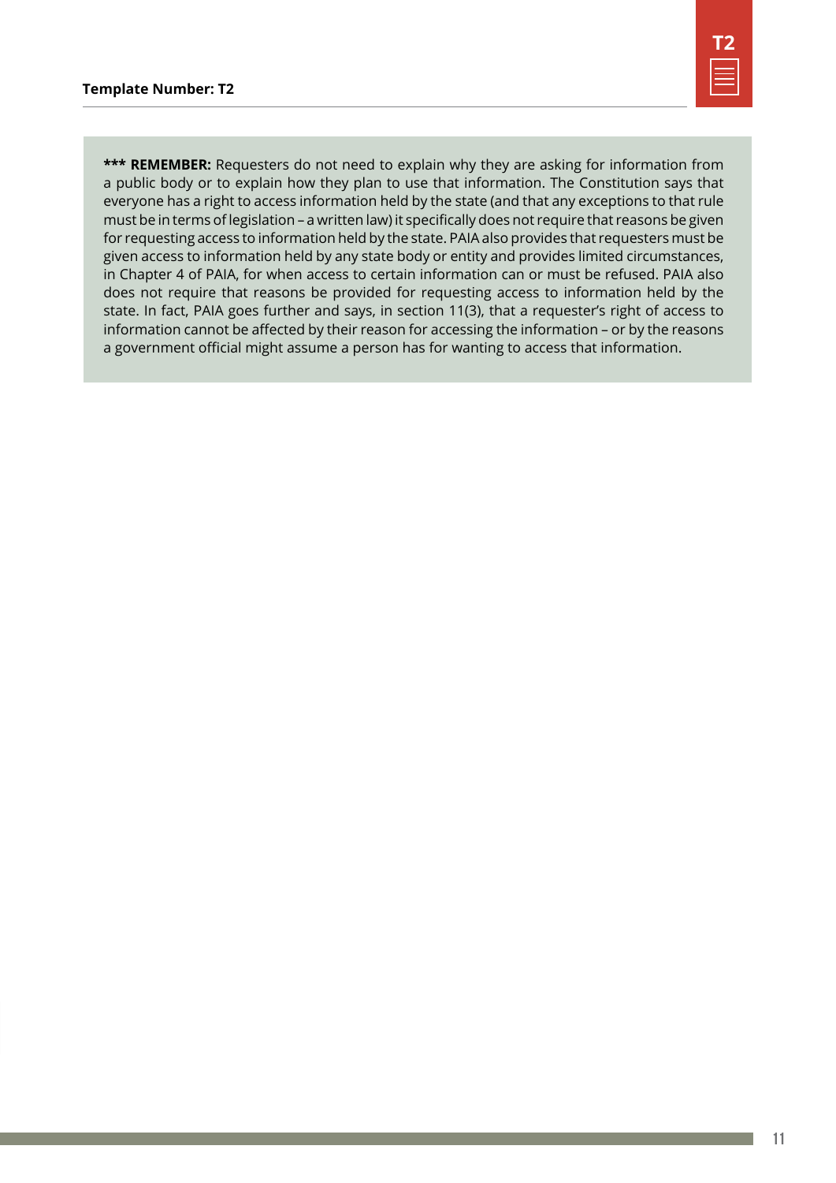**Template Number: T2**

*** **REMEMBER:** Requesters do not need to explain why they are asking for information from a public body or to explain how they plan to use that information. The Constitution says that everyone has a right to access information held by the state (and that any exceptions to that rule must be in terms of legislation – a written law) it specifically does not require that reasons be given for requesting access to information held by the state. PAIA also provides that requesters must be given access to information held by any state body or entity and provides limited circumstances, in Chapter 4 of PAIA, for when access to certain information can or must be refused. PAIA also does not require that reasons be provided for requesting access to information held by the state. In fact, PAIA goes further and says, in section 11(3), that a requester's right of access to information cannot be affected by their reason for accessing the information – or by the reasons a government official might assume a person has for wanting to access that information.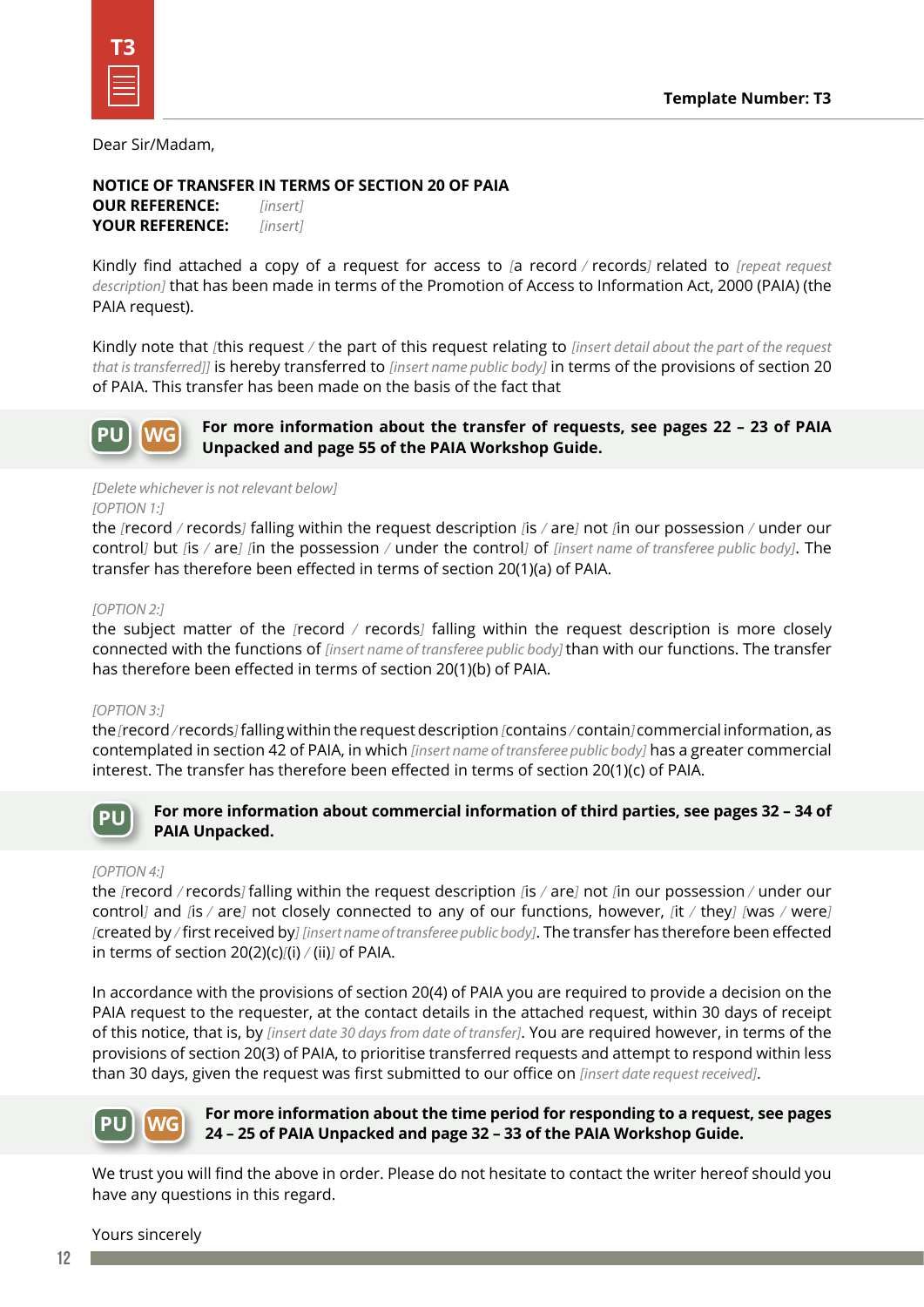**Template Number: T3**

Dear Sir/Madam,

**NOTICE OF TRANSFER IN TERMS OF SECTION 20 OF PAIA**
**OUR REFERENCE:** *[insert]*
**YOUR REFERENCE:** *[insert]*

Kindly find attached a copy of a request for access to [a record / records] related to *[repeat request description]* that has been made in terms of the Promotion of Access to Information Act, 2000 (PAIA) (the PAIA request).

Kindly note that [this request / the part of this request relating to *[insert detail about the part of the request that is transferred]*] is hereby transferred to *[insert name public body]* in terms of the provisions of section 20 of PAIA. This transfer has been made on the basis of the fact that

> PU WG **For more information about the transfer of requests, see pages 22 – 23 of PAIA Unpacked and page 55 of the PAIA Workshop Guide.**

*[Delete whichever is not relevant below]*
*[OPTION 1:]*
the [record / records] falling within the request description [is / are] not [in our possession / under our control] but [is / are] [in the possession / under the control] of *[insert name of transferee public body]*. The transfer has therefore been effected in terms of section 20(1)(a) of PAIA.

*[OPTION 2:]*
the subject matter of the [record / records] falling within the request description is more closely connected with the functions of *[insert name of transferee public body]* than with our functions. The transfer has therefore been effected in terms of section 20(1)(b) of PAIA.

*[OPTION 3:]*
the [record / records] falling within the request description [contains / contain] commercial information, as contemplated in section 42 of PAIA, in which *[insert name of transferee public body]* has a greater commercial interest. The transfer has therefore been effected in terms of section 20(1)(c) of PAIA.

> PU **For more information about commercial information of third parties, see pages 32 – 34 of PAIA Unpacked.**

*[OPTION 4:]*
the [record / records] falling within the request description [is / are] not [in our possession / under our control] and [is / are] not closely connected to any of our functions, however, [it / they] [was / were] [created by / first received by] *[insert name of transferee public body]*. The transfer has therefore been effected in terms of section 20(2)(c)[(i) / (ii)] of PAIA.

In accordance with the provisions of section 20(4) of PAIA you are required to provide a decision on the PAIA request to the requester, at the contact details in the attached request, within 30 days of receipt of this notice, that is, by *[insert date 30 days from date of transfer]*. You are required however, in terms of the provisions of section 20(3) of PAIA, to prioritise transferred requests and attempt to respond within less than 30 days, given the request was first submitted to our office on *[insert date request received]*.

> PU WG **For more information about the time period for responding to a request, see pages 24 – 25 of PAIA Unpacked and page 32 – 33 of the PAIA Workshop Guide.**

We trust you will find the above in order. Please do not hesitate to contact the writer hereof should you have any questions in this regard.

Yours sincerely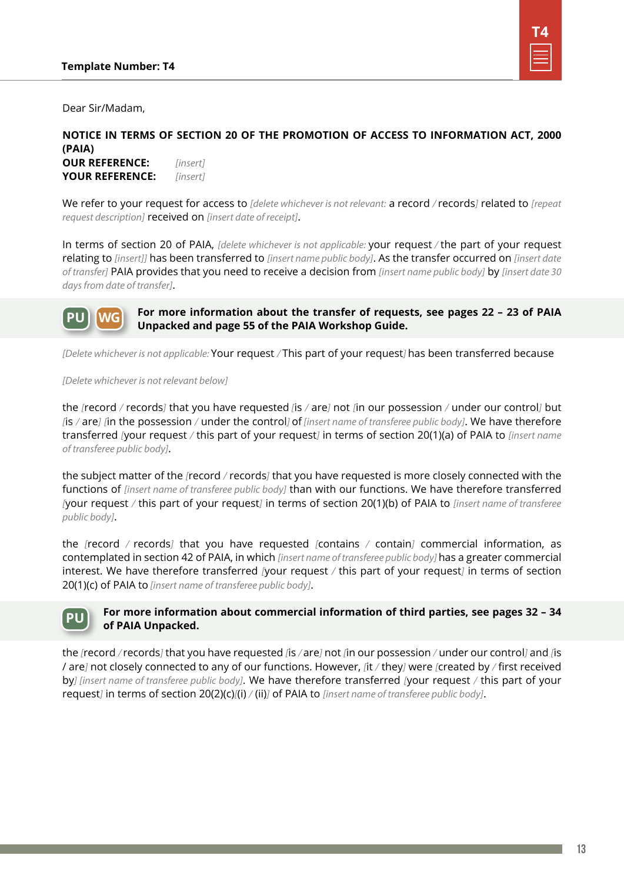**Template Number: T4**

Dear Sir/Madam,

**NOTICE IN TERMS OF SECTION 20 OF THE PROMOTION OF ACCESS TO INFORMATION ACT, 2000 (PAIA)**
**OUR REFERENCE:** *[insert]*
**YOUR REFERENCE:** *[insert]*

We refer to your request for access to *[delete whichever is not relevant:* a record / records*]* related to *[repeat request description]* received on *[insert date of receipt]*.

In terms of section 20 of PAIA, *[delete whichever is not applicable:* your request / the part of your request relating to *[insert]]* has been transferred to *[insert name public body]*. As the transfer occurred on *[insert date of transfer]* PAIA provides that you need to receive a decision from *[insert name public body]* by *[insert date 30 days from date of transfer]*.

PU WG **For more information about the transfer of requests, see pages 22 – 23 of PAIA Unpacked and page 55 of the PAIA Workshop Guide.**

*[Delete whichever is not applicable:* Your request / This part of your request*]* has been transferred because

*[Delete whichever is not relevant below]*

the *[*record / records*]* that you have requested *[*is / are*]* not *[*in our possession / under our control*]* but *[*is / are*]* *[*in the possession / under the control*]* of *[insert name of transferee public body]*. We have therefore transferred *[*your request / this part of your request*]* in terms of section 20(1)(a) of PAIA to *[insert name of transferee public body]*.

the subject matter of the *[*record / records*]* that you have requested is more closely connected with the functions of *[insert name of transferee public body]* than with our functions. We have therefore transferred *[*your request / this part of your request*]* in terms of section 20(1)(b) of PAIA to *[insert name of transferee public body]*.

the *[*record / records*]* that you have requested *[*contains / contain*]* commercial information, as contemplated in section 42 of PAIA, in which *[insert name of transferee public body]* has a greater commercial interest. We have therefore transferred *[*your request / this part of your request*]* in terms of section 20(1)(c) of PAIA to *[insert name of transferee public body]*.

PU **For more information about commercial information of third parties, see pages 32 – 34 of PAIA Unpacked.**

the *[*record / records*]* that you have requested *[*is / are*]* not *[*in our possession / under our control*]* and *[*is / are*]* not closely connected to any of our functions. However, *[*it / they*]* were *[*created by / first received by*]* *[insert name of transferee public body]*. We have therefore transferred *[*your request / this part of your request*]* in terms of section 20(2)(c)*[*(i) / (ii)*]* of PAIA to *[insert name of transferee public body]*.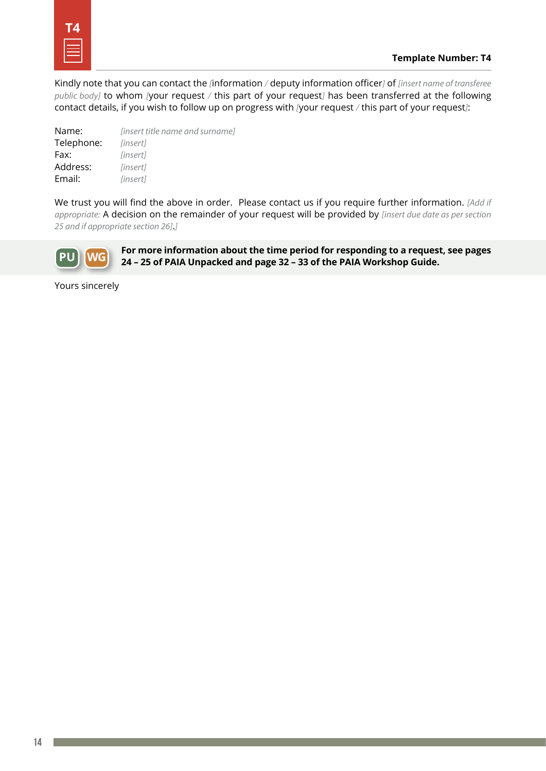**Template Number: T4**

Kindly note that you can contact the [information / deputy information officer] of *[insert name of transferee public body]* to whom [your request / this part of your request] has been transferred at the following contact details, if you wish to follow up on progress with [your request / this part of your request]:

Name: *[insert title name and surname]*
Telephone: *[insert]*
Fax: *[insert]*
Address: *[insert]*
Email: *[insert]*

We trust you will find the above in order. Please contact us if you require further information. *[Add if appropriate:* A decision on the remainder of your request will be provided by *[insert due date as per section 25 and if appropriate section 26]*.*]*

PU WG **For more information about the time period for responding to a request, see pages 24 – 25 of PAIA Unpacked and page 32 – 33 of the PAIA Workshop Guide.**

Yours sincerely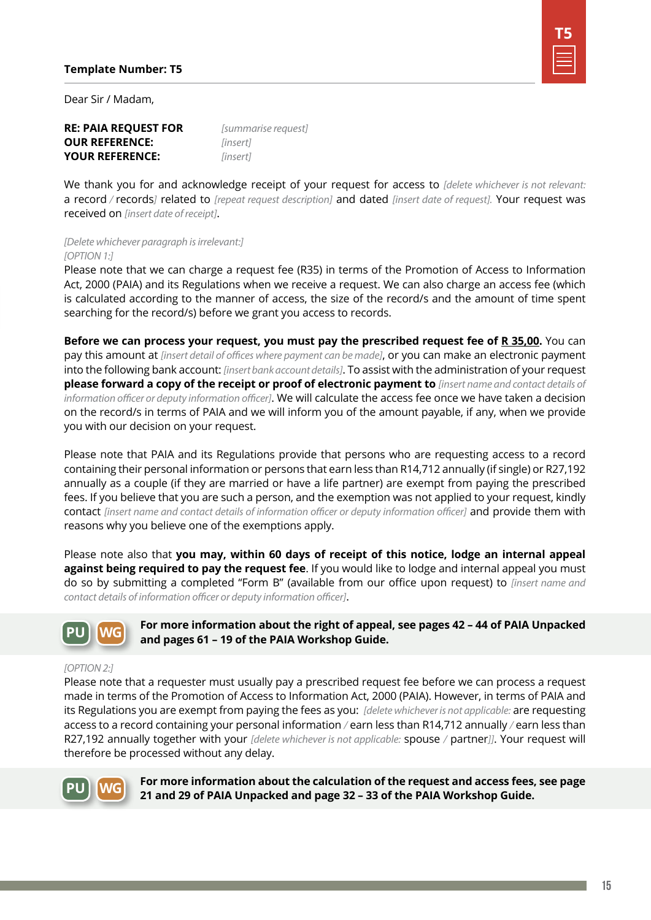**Template Number: T5**

Dear Sir / Madam,

**RE: PAIA REQUEST FOR** *[summarise request]*
**OUR REFERENCE:** *[insert]*
**YOUR REFERENCE:** *[insert]*

We thank you for and acknowledge receipt of your request for access to *[delete whichever is not relevant:* a record / records*]* related to *[repeat request description]* and dated *[insert date of request].* Your request was received on *[insert date of receipt]*.

*[Delete whichever paragraph is irrelevant:]*
*[OPTION 1:]*
Please note that we can charge a request fee (R35) in terms of the Promotion of Access to Information Act, 2000 (PAIA) and its Regulations when we receive a request. We can also charge an access fee (which is calculated according to the manner of access, the size of the record/s and the amount of time spent searching for the record/s) before we grant you access to records.

**Before we can process your request, you must pay the prescribed request fee of R 35,00.** You can pay this amount at *[insert detail of offices where payment can be made]*, or you can make an electronic payment into the following bank account: *[insert bank account details]*. To assist with the administration of your request **please forward a copy of the receipt or proof of electronic payment to** *[insert name and contact details of information officer or deputy information officer]*. We will calculate the access fee once we have taken a decision on the record/s in terms of PAIA and we will inform you of the amount payable, if any, when we provide you with our decision on your request.

Please note that PAIA and its Regulations provide that persons who are requesting access to a record containing their personal information or persons that earn less than R14,712 annually (if single) or R27,192 annually as a couple (if they are married or have a life partner) are exempt from paying the prescribed fees. If you believe that you are such a person, and the exemption was not applied to your request, kindly contact *[insert name and contact details of information officer or deputy information officer]* and provide them with reasons why you believe one of the exemptions apply.

Please note also that **you may, within 60 days of receipt of this notice, lodge an internal appeal against being required to pay the request fee**. If you would like to lodge and internal appeal you must do so by submitting a completed "Form B" (available from our office upon request) to *[insert name and contact details of information officer or deputy information officer]*.

PU WG **For more information about the right of appeal, see pages 42 – 44 of PAIA Unpacked and pages 61 – 19 of the PAIA Workshop Guide.**

*[OPTION 2:]*
Please note that a requester must usually pay a prescribed request fee before we can process a request made in terms of the Promotion of Access to Information Act, 2000 (PAIA). However, in terms of PAIA and its Regulations you are exempt from paying the fees as you: *[delete whichever is not applicable:* are requesting access to a record containing your personal information / earn less than R14,712 annually / earn less than R27,192 annually together with your *[delete whichever is not applicable:* spouse / partner*]]*. Your request will therefore be processed without any delay.

PU WG **For more information about the calculation of the request and access fees, see page 21 and 29 of PAIA Unpacked and page 32 – 33 of the PAIA Workshop Guide.**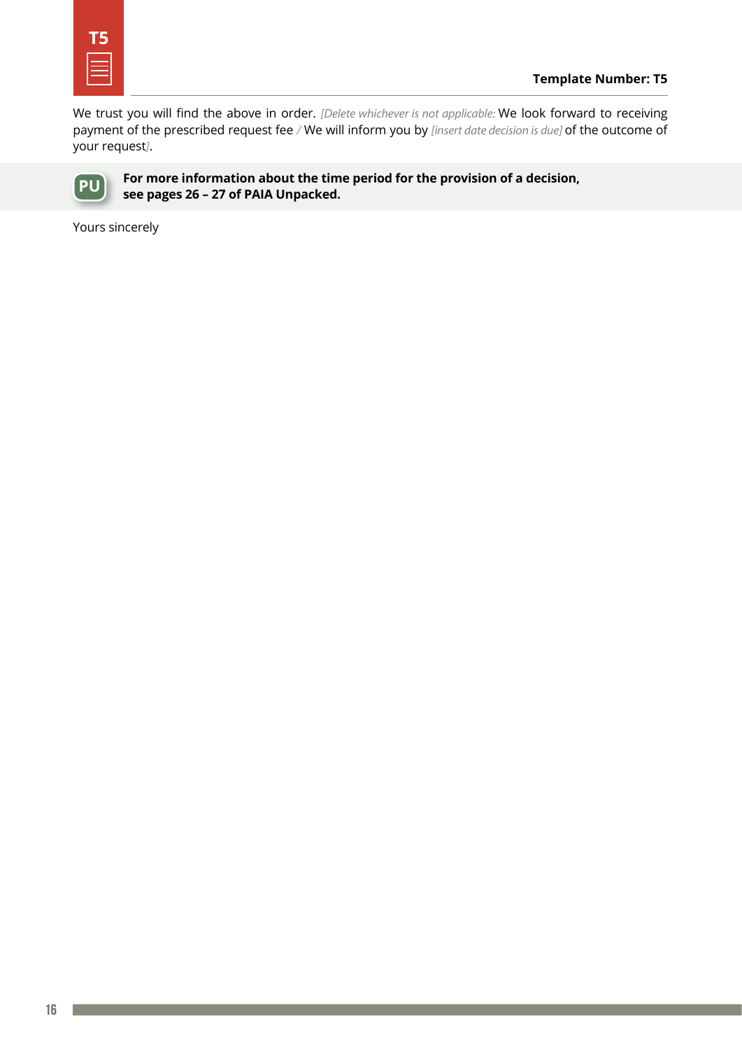**Template Number: T5**

We trust you will find the above in order. *[Delete whichever is not applicable:* We look forward to receiving payment of the prescribed request fee */* We will inform you by *[insert date decision is due]* of the outcome of your request*]*.

**For more information about the time period for the provision of a decision, see pages 26 – 27 of PAIA Unpacked.**

Yours sincerely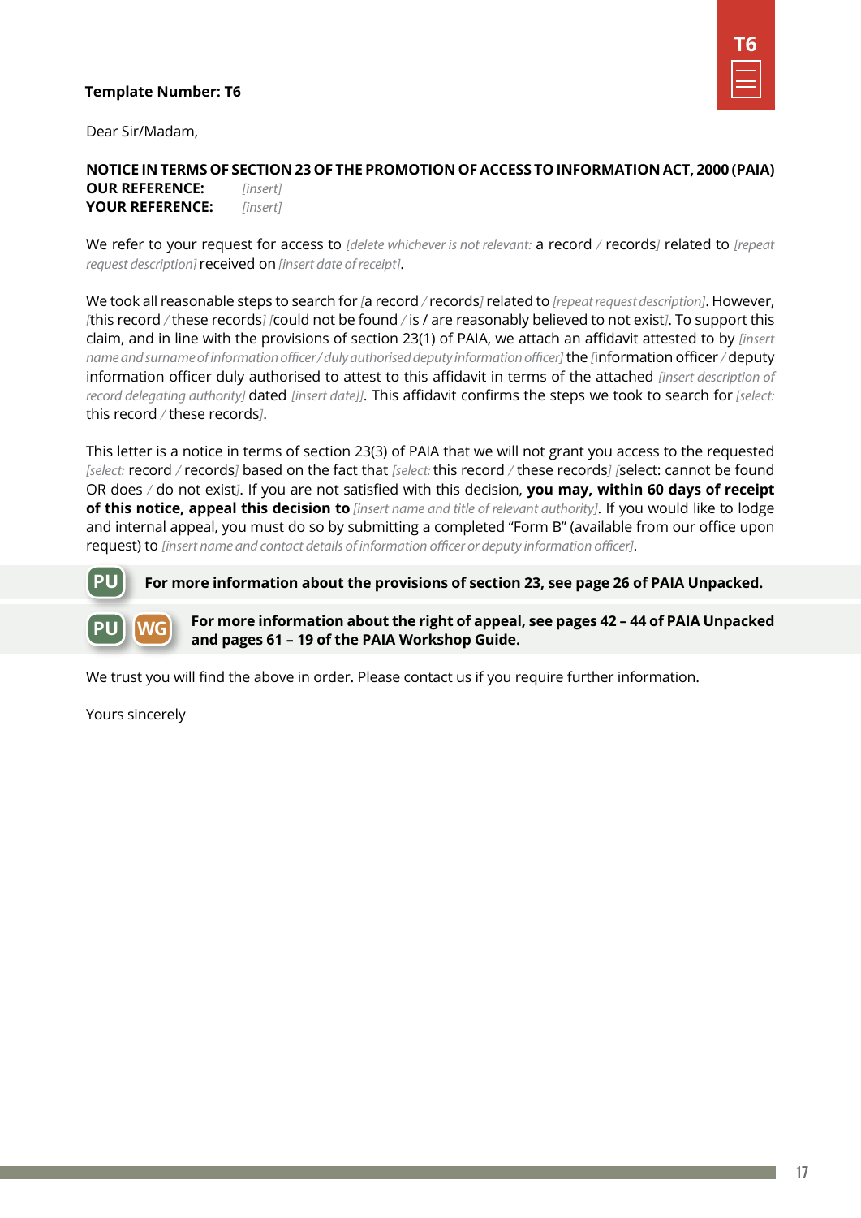**Template Number: T6**

Dear Sir/Madam,

**NOTICE IN TERMS OF SECTION 23 OF THE PROMOTION OF ACCESS TO INFORMATION ACT, 2000 (PAIA)**
**OUR REFERENCE:** *[insert]*
**YOUR REFERENCE:** *[insert]*

We refer to your request for access to *[delete whichever is not relevant:* a record */* records*]* related to *[repeat request description]* received on *[insert date of receipt]*.

We took all reasonable steps to search for *[*a record */* records*]* related to *[repeat request description]*. However, *[*this record */* these records*] [*could not be found */* is / are reasonably believed to not exist*]*. To support this claim, and in line with the provisions of section 23(1) of PAIA, we attach an affidavit attested to by *[insert name and surname of information officer / duly authorised deputy information officer]* the *[*information officer */* deputy information officer duly authorised to attest to this affidavit in terms of the attached *[insert description of record delegating authority]* dated *[insert date]]*. This affidavit confirms the steps we took to search for *[select:* this record */* these records*]*.

This letter is a notice in terms of section 23(3) of PAIA that we will not grant you access to the requested *[select:* record */* records*]* based on the fact that *[select:* this record */* these records*] [*select: cannot be found OR does */* do not exist*]*. If you are not satisfied with this decision, **you may, within 60 days of receipt of this notice, appeal this decision to** *[insert name and title of relevant authority]*. If you would like to lodge and internal appeal, you must do so by submitting a completed "Form B" (available from our office upon request) to *[insert name and contact details of information officer or deputy information officer]*.

PU **For more information about the provisions of section 23, see page 26 of PAIA Unpacked.**

PU WG **For more information about the right of appeal, see pages 42 – 44 of PAIA Unpacked and pages 61 – 19 of the PAIA Workshop Guide.**

We trust you will find the above in order. Please contact us if you require further information.

Yours sincerely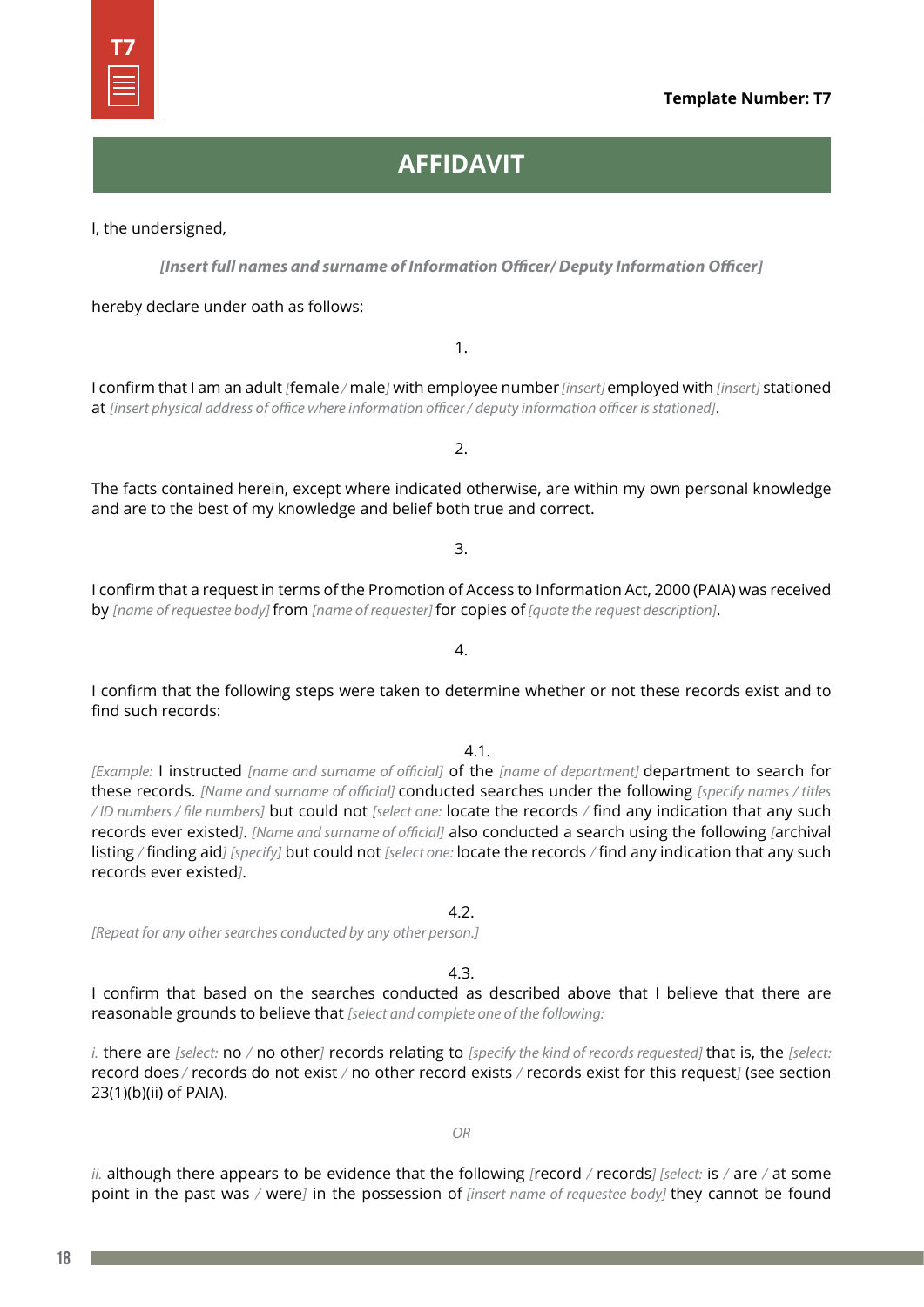Template Number: T7

# AFFIDAVIT

I, the undersigned,

***[Insert full names and surname of Information Officer/ Deputy Information Officer]***

hereby declare under oath as follows:

1.

I confirm that I am an adult *[*female */* male*]* with employee number *[insert]* employed with *[insert]* stationed at *[insert physical address of office where information officer / deputy information officer is stationed]*.

2.

The facts contained herein, except where indicated otherwise, are within my own personal knowledge and are to the best of my knowledge and belief both true and correct.

3.

I confirm that a request in terms of the Promotion of Access to Information Act, 2000 (PAIA) was received by *[name of requestee body]* from *[name of requester]* for copies of *[quote the request description]*.

4.

I confirm that the following steps were taken to determine whether or not these records exist and to find such records:

4.1.

*[Example:* I instructed *[name and surname of official]* of the *[name of department]* department to search for these records. *[Name and surname of official]* conducted searches under the following *[specify names / titles / ID numbers / file numbers]* but could not *[select one:* locate the records */* find any indication that any such records ever existed*]*. *[Name and surname of official]* also conducted a search using the following *[*archival listing */* finding aid*] [specify]* but could not *[select one:* locate the records */* find any indication that any such records ever existed*]*.

4.2.

*[Repeat for any other searches conducted by any other person.]*

4.3.

I confirm that based on the searches conducted as described above that I believe that there are reasonable grounds to believe that *[select and complete one of the following:*

*i.* there are *[select:* no */* no other*]* records relating to *[specify the kind of records requested]* that is, the *[select:* record does */* records do not exist */* no other record exists */* records exist for this request*]* (see section 23(1)(b)(ii) of PAIA).

*OR*

*ii.* although there appears to be evidence that the following *[*record */* records*] [select:* is */* are */* at some point in the past was */* were*]* in the possession of *[insert name of requestee body]* they cannot be found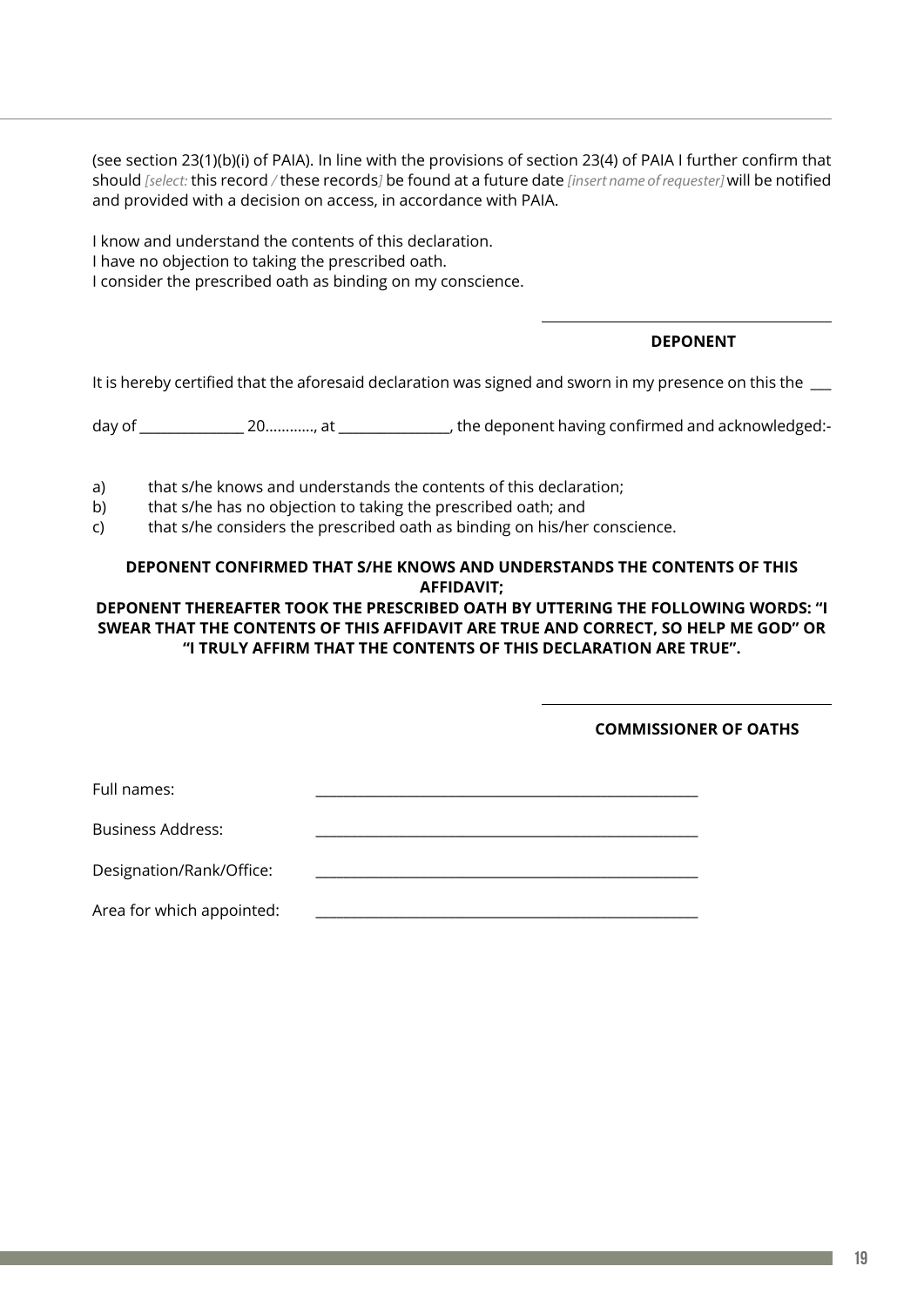(see section 23(1)(b)(i) of PAIA). In line with the provisions of section 23(4) of PAIA I further confirm that should *[select:* this record */* these records*]* be found at a future date *[insert name of requester]* will be notified and provided with a decision on access, in accordance with PAIA.

I know and understand the contents of this declaration.
I have no objection to taking the prescribed oath.
I consider the prescribed oath as binding on my conscience.

\_\_\_\_\_\_\_\_\_\_\_\_\_\_\_\_\_\_\_\_\_\_\_\_\_\_\_\_\_\_\_\_\_\_\_\_

**DEPONENT**

It is hereby certified that the aforesaid declaration was signed and sworn in my presence on this the \_\_\_

day of \_\_\_\_\_\_\_\_\_\_\_\_\_\_ 20…………, at \_\_\_\_\_\_\_\_\_\_\_\_\_\_\_, the deponent having confirmed and acknowledged:-

a) that s/he knows and understands the contents of this declaration;
b) that s/he has no objection to taking the prescribed oath; and
c) that s/he considers the prescribed oath as binding on his/her conscience.

**DEPONENT CONFIRMED THAT S/HE KNOWS AND UNDERSTANDS THE CONTENTS OF THIS AFFIDAVIT;**
**DEPONENT THEREAFTER TOOK THE PRESCRIBED OATH BY UTTERING THE FOLLOWING WORDS: "I SWEAR THAT THE CONTENTS OF THIS AFFIDAVIT ARE TRUE AND CORRECT, SO HELP ME GOD" OR "I TRULY AFFIRM THAT THE CONTENTS OF THIS DECLARATION ARE TRUE".**

\_\_\_\_\_\_\_\_\_\_\_\_\_\_\_\_\_\_\_\_\_\_\_\_\_\_\_\_\_\_\_\_\_\_\_\_

**COMMISSIONER OF OATHS**

Full names: \_\_\_\_\_\_\_\_\_\_\_\_\_\_\_\_\_\_\_\_\_\_\_\_\_\_\_\_\_\_\_\_\_\_\_\_\_\_\_\_\_\_\_\_\_\_\_\_\_\_

Business Address: \_\_\_\_\_\_\_\_\_\_\_\_\_\_\_\_\_\_\_\_\_\_\_\_\_\_\_\_\_\_\_\_\_\_\_\_\_\_\_\_\_\_\_\_\_\_\_\_\_\_

Designation/Rank/Office: \_\_\_\_\_\_\_\_\_\_\_\_\_\_\_\_\_\_\_\_\_\_\_\_\_\_\_\_\_\_\_\_\_\_\_\_\_\_\_\_\_\_\_\_\_\_\_\_\_\_

Area for which appointed: \_\_\_\_\_\_\_\_\_\_\_\_\_\_\_\_\_\_\_\_\_\_\_\_\_\_\_\_\_\_\_\_\_\_\_\_\_\_\_\_\_\_\_\_\_\_\_\_\_\_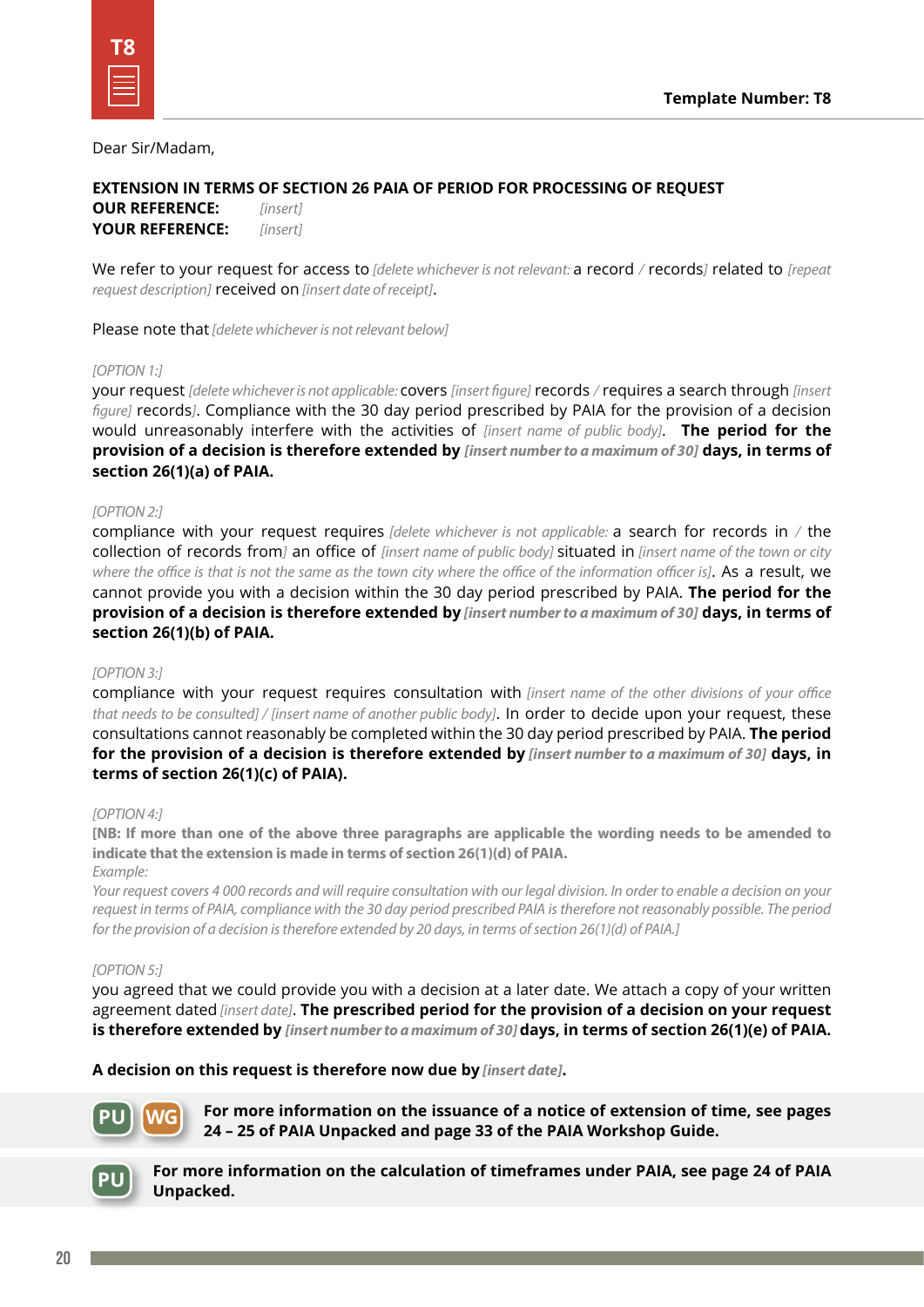Template Number: T8

Dear Sir/Madam,

**EXTENSION IN TERMS OF SECTION 26 PAIA OF PERIOD FOR PROCESSING OF REQUEST**
**OUR REFERENCE:** *[insert]*
**YOUR REFERENCE:** *[insert]*

We refer to your request for access to *[delete whichever is not relevant:* a record */* records*]* related to *[repeat request description]* received on *[insert date of receipt]*.

Please note that *[delete whichever is not relevant below]*

*[OPTION 1:]*
your request *[delete whichever is not applicable:* covers *[insert figure]* records */* requires a search through *[insert figure]* records*]*. Compliance with the 30 day period prescribed by PAIA for the provision of a decision would unreasonably interfere with the activities of *[insert name of public body]*. **The period for the provision of a decision is therefore extended by** ***[insert number to a maximum of 30]*** **days, in terms of section 26(1)(a) of PAIA.**

*[OPTION 2:]*
compliance with your request requires *[delete whichever is not applicable:* a search for records in */* the collection of records from*]* an office of *[insert name of public body]* situated in *[insert name of the town or city where the office is that is not the same as the town city where the office of the information officer is]*. As a result, we cannot provide you with a decision within the 30 day period prescribed by PAIA. **The period for the provision of a decision is therefore extended by** ***[insert number to a maximum of 30]*** **days, in terms of section 26(1)(b) of PAIA.**

*[OPTION 3:]*
compliance with your request requires consultation with *[insert name of the other divisions of your office that needs to be consulted] / [insert name of another public body]*. In order to decide upon your request, these consultations cannot reasonably be completed within the 30 day period prescribed by PAIA. **The period for the provision of a decision is therefore extended by** ***[insert number to a maximum of 30]*** **days, in terms of section 26(1)(c) of PAIA).**

*[OPTION 4:]*
**[NB: If more than one of the above three paragraphs are applicable the wording needs to be amended to indicate that the extension is made in terms of section 26(1)(d) of PAIA.**
*Example:*
*Your request covers 4 000 records and will require consultation with our legal division. In order to enable a decision on your request in terms of PAIA, compliance with the 30 day period prescribed PAIA is therefore not reasonably possible. The period for the provision of a decision is therefore extended by 20 days, in terms of section 26(1)(d) of PAIA.]*

*[OPTION 5:]*
you agreed that we could provide you with a decision at a later date. We attach a copy of your written agreement dated *[insert date]*. **The prescribed period for the provision of a decision on your request is therefore extended by** ***[insert number to a maximum of 30]*** **days, in terms of section 26(1)(e) of PAIA.**

**A decision on this request is therefore now due by** ***[insert date]*****.**

PU WG **For more information on the issuance of a notice of extension of time, see pages 24 – 25 of PAIA Unpacked and page 33 of the PAIA Workshop Guide.**

PU **For more information on the calculation of timeframes under PAIA, see page 24 of PAIA Unpacked.**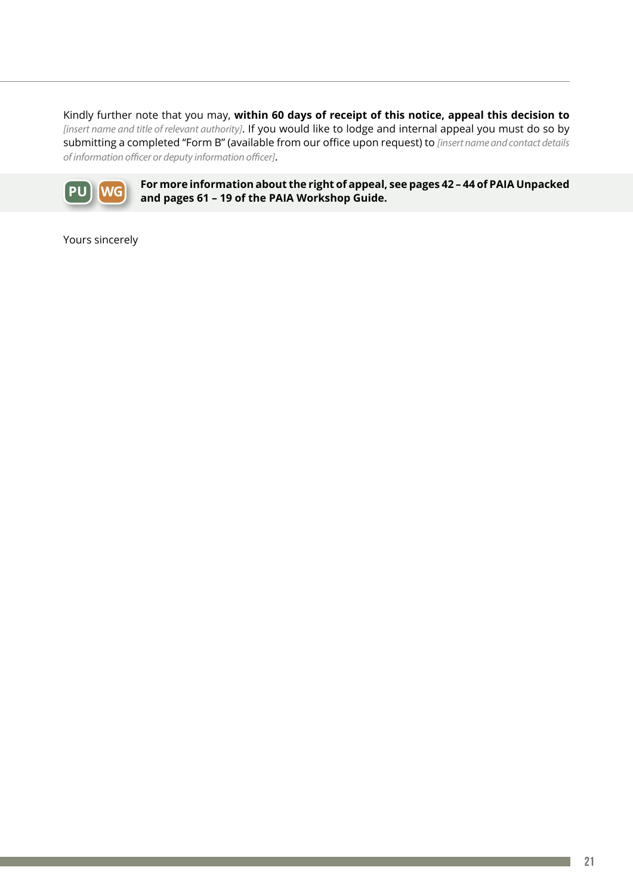Kindly further note that you may, **within 60 days of receipt of this notice, appeal this decision to** *[insert name and title of relevant authority]*. If you would like to lodge and internal appeal you must do so by submitting a completed "Form B" (available from our office upon request) to *[insert name and contact details of information officer or deputy information officer]*.

PU WG **For more information about the right of appeal, see pages 42 – 44 of PAIA Unpacked and pages 61 – 19 of the PAIA Workshop Guide.**

Yours sincerely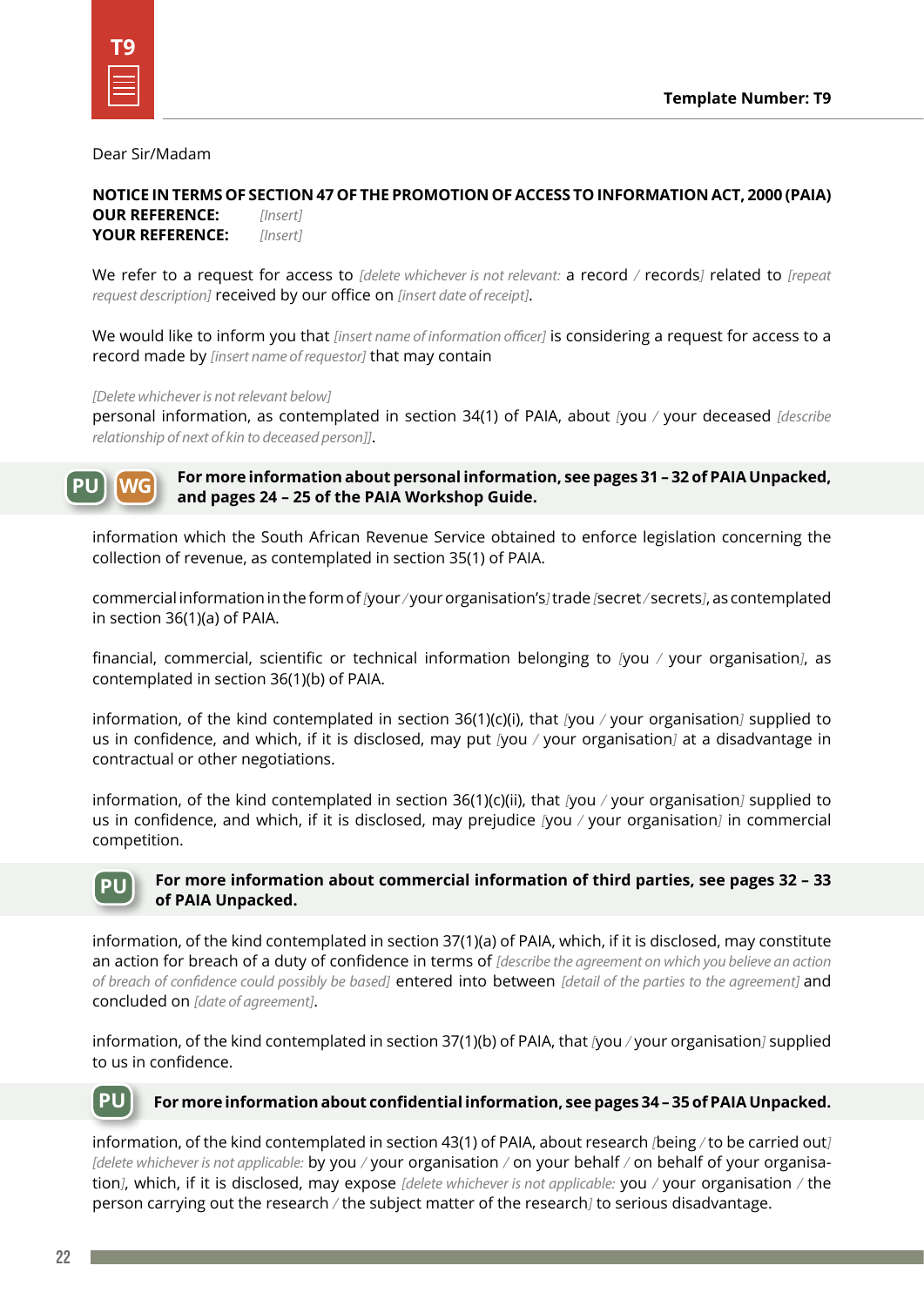Template Number: T9

Dear Sir/Madam

**NOTICE IN TERMS OF SECTION 47 OF THE PROMOTION OF ACCESS TO INFORMATION ACT, 2000 (PAIA)**
**OUR REFERENCE:** *[Insert]*
**YOUR REFERENCE:** *[Insert]*

We refer to a request for access to *[delete whichever is not relevant:* a record / records*]* related to *[repeat request description]* received by our office on *[insert date of receipt]*.

We would like to inform you that *[insert name of information officer]* is considering a request for access to a record made by *[insert name of requestor]* that may contain

*[Delete whichever is not relevant below]*
personal information, as contemplated in section 34(1) of PAIA, about *[*you / your deceased *[describe relationship of next of kin to deceased person]]*.

**PU WG For more information about personal information, see pages 31 – 32 of PAIA Unpacked, and pages 24 – 25 of the PAIA Workshop Guide.**

information which the South African Revenue Service obtained to enforce legislation concerning the collection of revenue, as contemplated in section 35(1) of PAIA.

commercial information in the form of *[*your / your organisation's*]* trade *[*secret / secrets*]*, as contemplated in section 36(1)(a) of PAIA.

financial, commercial, scientific or technical information belonging to *[*you / your organisation*]*, as contemplated in section 36(1)(b) of PAIA.

information, of the kind contemplated in section 36(1)(c)(i), that *[*you / your organisation*]* supplied to us in confidence, and which, if it is disclosed, may put *[*you / your organisation*]* at a disadvantage in contractual or other negotiations.

information, of the kind contemplated in section 36(1)(c)(ii), that *[*you / your organisation*]* supplied to us in confidence, and which, if it is disclosed, may prejudice *[*you / your organisation*]* in commercial competition.

**PU For more information about commercial information of third parties, see pages 32 – 33 of PAIA Unpacked.**

information, of the kind contemplated in section 37(1)(a) of PAIA, which, if it is disclosed, may constitute an action for breach of a duty of confidence in terms of *[describe the agreement on which you believe an action of breach of confidence could possibly be based]* entered into between *[detail of the parties to the agreement]* and concluded on *[date of agreement]*.

information, of the kind contemplated in section 37(1)(b) of PAIA, that *[*you / your organisation*]* supplied to us in confidence.

**PU For more information about confidential information, see pages 34 – 35 of PAIA Unpacked.**

information, of the kind contemplated in section 43(1) of PAIA, about research *[*being / to be carried out*]* *[delete whichever is not applicable:* by you / your organisation / on your behalf / on behalf of your organisation*]*, which, if it is disclosed, may expose *[delete whichever is not applicable:* you / your organisation / the person carrying out the research / the subject matter of the research*]* to serious disadvantage.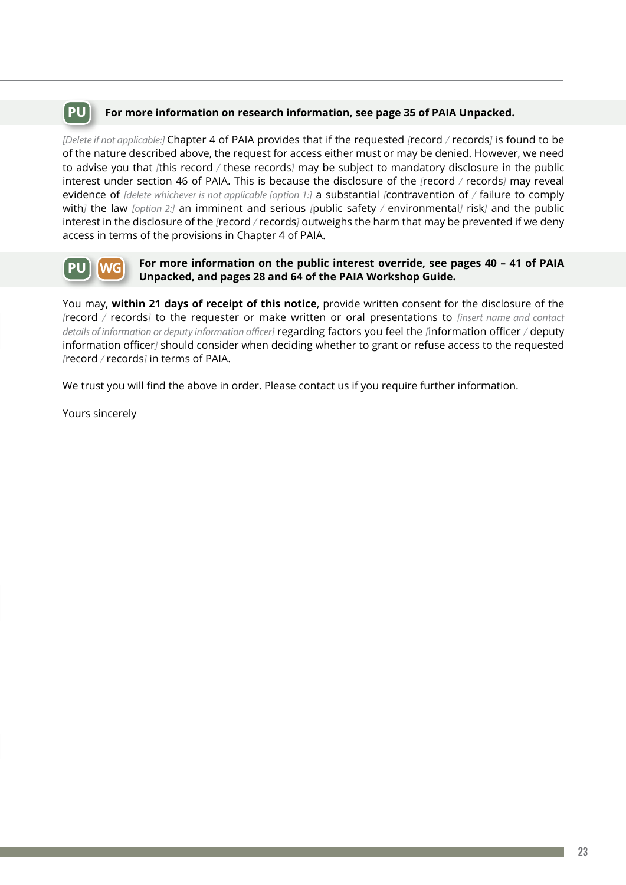**PU** **For more information on research information, see page 35 of PAIA Unpacked.**

*[Delete if not applicable:]* Chapter 4 of PAIA provides that if the requested *[*record */* records*]* is found to be of the nature described above, the request for access either must or may be denied. However, we need to advise you that *[*this record */* these records*]* may be subject to mandatory disclosure in the public interest under section 46 of PAIA. This is because the disclosure of the *[*record */* records*]* may reveal evidence of *[delete whichever is not applicable [option 1:]* a substantial *[*contravention of */* failure to comply with*]* the law *[option 2:]* an imminent and serious *[*public safety */* environmental*]* risk*]* and the public interest in the disclosure of the *[*record */* records*]* outweighs the harm that may be prevented if we deny access in terms of the provisions in Chapter 4 of PAIA.

**PU** **WG** **For more information on the public interest override, see pages 40 – 41 of PAIA Unpacked, and pages 28 and 64 of the PAIA Workshop Guide.**

You may, **within 21 days of receipt of this notice**, provide written consent for the disclosure of the *[*record */* records*]* to the requester or make written or oral presentations to *[insert name and contact details of information or deputy information officer]* regarding factors you feel the *[*information officer */* deputy information officer*]* should consider when deciding whether to grant or refuse access to the requested *[*record */* records*]* in terms of PAIA.

We trust you will find the above in order. Please contact us if you require further information.

Yours sincerely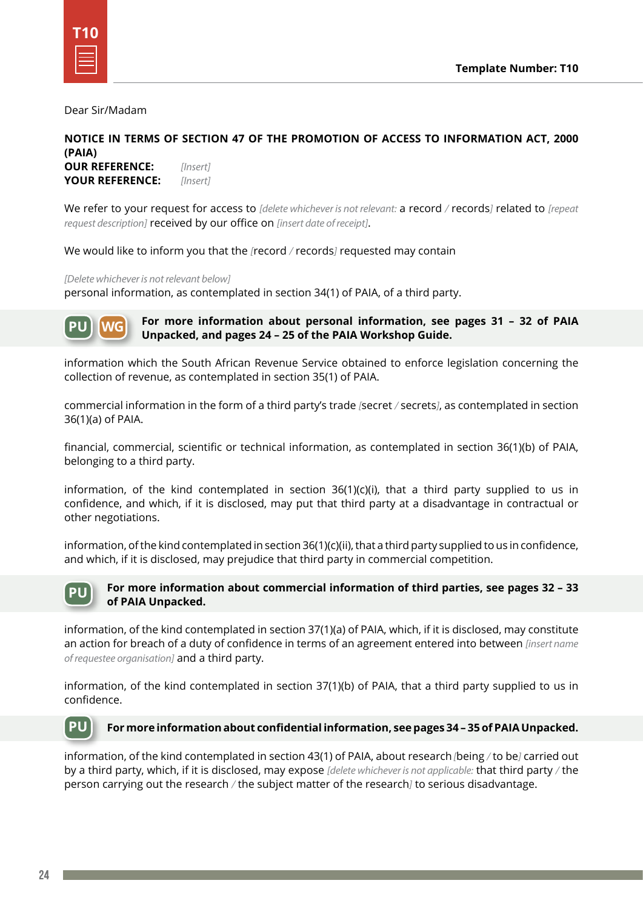Template Number: T10

Dear Sir/Madam

**NOTICE IN TERMS OF SECTION 47 OF THE PROMOTION OF ACCESS TO INFORMATION ACT, 2000 (PAIA)**
**OUR REFERENCE:** *[Insert]*
**YOUR REFERENCE:** *[Insert]*

We refer to your request for access to *[delete whichever is not relevant:* a record */* records*]* related to *[repeat request description]* received by our office on *[insert date of receipt]*.

We would like to inform you that the *[*record */* records*]* requested may contain

*[Delete whichever is not relevant below]*
personal information, as contemplated in section 34(1) of PAIA, of a third party.

PU WG **For more information about personal information, see pages 31 – 32 of PAIA Unpacked, and pages 24 – 25 of the PAIA Workshop Guide.**

information which the South African Revenue Service obtained to enforce legislation concerning the collection of revenue, as contemplated in section 35(1) of PAIA.

commercial information in the form of a third party's trade *[*secret */* secrets*]*, as contemplated in section 36(1)(a) of PAIA.

financial, commercial, scientific or technical information, as contemplated in section 36(1)(b) of PAIA, belonging to a third party.

information, of the kind contemplated in section 36(1)(c)(i), that a third party supplied to us in confidence, and which, if it is disclosed, may put that third party at a disadvantage in contractual or other negotiations.

information, of the kind contemplated in section 36(1)(c)(ii), that a third party supplied to us in confidence, and which, if it is disclosed, may prejudice that third party in commercial competition.

PU **For more information about commercial information of third parties, see pages 32 – 33 of PAIA Unpacked.**

information, of the kind contemplated in section 37(1)(a) of PAIA, which, if it is disclosed, may constitute an action for breach of a duty of confidence in terms of an agreement entered into between *[insert name of requestee organisation]* and a third party.

information, of the kind contemplated in section 37(1)(b) of PAIA, that a third party supplied to us in confidence.

PU **For more information about confidential information, see pages 34 – 35 of PAIA Unpacked.**

information, of the kind contemplated in section 43(1) of PAIA, about research *[*being */* to be*]* carried out by a third party, which, if it is disclosed, may expose *[delete whichever is not applicable:* that third party */* the person carrying out the research */* the subject matter of the research*]* to serious disadvantage.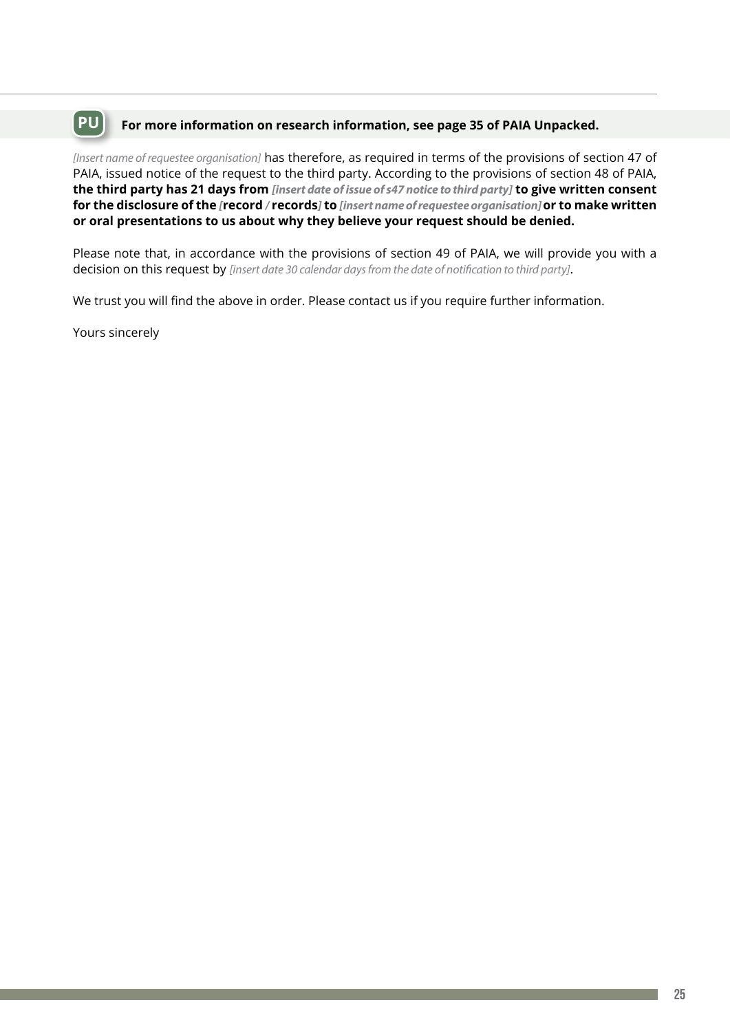**PU** **For more information on research information, see page 35 of PAIA Unpacked.**

*[Insert name of requestee organisation]* has therefore, as required in terms of the provisions of section 47 of PAIA, issued notice of the request to the third party. According to the provisions of section 48 of PAIA, **the third party has 21 days from *[insert date of issue of s47 notice to third party]* to give written consent for the disclosure of the *[*record */* records*]* to *[insert name of requestee organisation]* or to make written or oral presentations to us about why they believe your request should be denied.**

Please note that, in accordance with the provisions of section 49 of PAIA, we will provide you with a decision on this request by *[insert date 30 calendar days from the date of notification to third party]*.

We trust you will find the above in order. Please contact us if you require further information.

Yours sincerely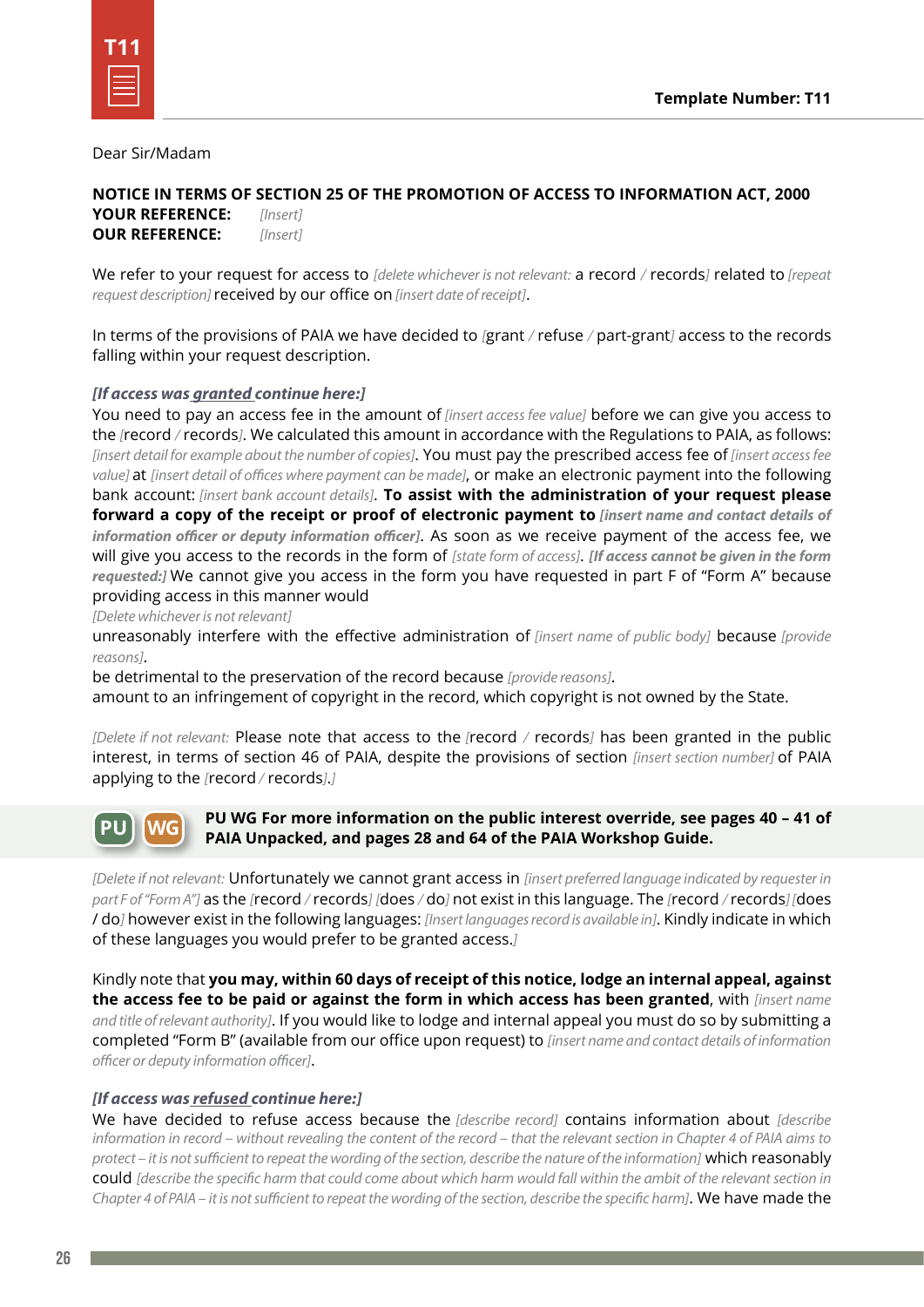Dear Sir/Madam

**NOTICE IN TERMS OF SECTION 25 OF THE PROMOTION OF ACCESS TO INFORMATION ACT, 2000**
**YOUR REFERENCE:** *[Insert]*
**OUR REFERENCE:** *[Insert]*

We refer to your request for access to *[delete whichever is not relevant:* a record */* records*]* related to *[repeat request description]* received by our office on *[insert date of receipt]*.

In terms of the provisions of PAIA we have decided to *[*grant */* refuse */* part-grant*]* access to the records falling within your request description.

***[If access was granted continue here:]***
You need to pay an access fee in the amount of *[insert access fee value]* before we can give you access to the *[*record */* records*]*. We calculated this amount in accordance with the Regulations to PAIA, as follows: *[insert detail for example about the number of copies]*. You must pay the prescribed access fee of *[insert access fee value]* at *[insert detail of offices where payment can be made]*, or make an electronic payment into the following bank account: *[insert bank account details]*. **To assist with the administration of your request please forward a copy of the receipt or proof of electronic payment to *[insert name and contact details of information officer or deputy information officer]***. As soon as we receive payment of the access fee, we will give you access to the records in the form of *[state form of access]*. ***[If access cannot be given in the form requested:]*** We cannot give you access in the form you have requested in part F of "Form A" because providing access in this manner would
*[Delete whichever is not relevant]*
unreasonably interfere with the effective administration of *[insert name of public body]* because *[provide reasons]*.
be detrimental to the preservation of the record because *[provide reasons]*.
amount to an infringement of copyright in the record, which copyright is not owned by the State.

*[Delete if not relevant:* Please note that access to the *[*record */* records*]* has been granted in the public interest, in terms of section 46 of PAIA, despite the provisions of section *[insert section number]* of PAIA applying to the *[*record */* records*]*.*]*

**PU WG For more information on the public interest override, see pages 40 – 41 of PAIA Unpacked, and pages 28 and 64 of the PAIA Workshop Guide.**

*[Delete if not relevant:* Unfortunately we cannot grant access in *[insert preferred language indicated by requester in part F of "Form A"]* as the *[*record */* records*]* *[*does */* do*]* not exist in this language. The *[*record */* records*]* *[*does / do*]* however exist in the following languages: *[Insert languages record is available in]*. Kindly indicate in which of these languages you would prefer to be granted access.*]*

Kindly note that **you may, within 60 days of receipt of this notice, lodge an internal appeal, against the access fee to be paid or against the form in which access has been granted**, with *[insert name and title of relevant authority]*. If you would like to lodge and internal appeal you must do so by submitting a completed "Form B" (available from our office upon request) to *[insert name and contact details of information officer or deputy information officer]*.

***[If access was refused continue here:]***
We have decided to refuse access because the *[describe record]* contains information about *[describe information in record – without revealing the content of the record – that the relevant section in Chapter 4 of PAIA aims to protect – it is not sufficient to repeat the wording of the section, describe the nature of the information]* which reasonably could *[describe the specific harm that could come about which harm would fall within the ambit of the relevant section in Chapter 4 of PAIA – it is not sufficient to repeat the wording of the section, describe the specific harm]*. We have made the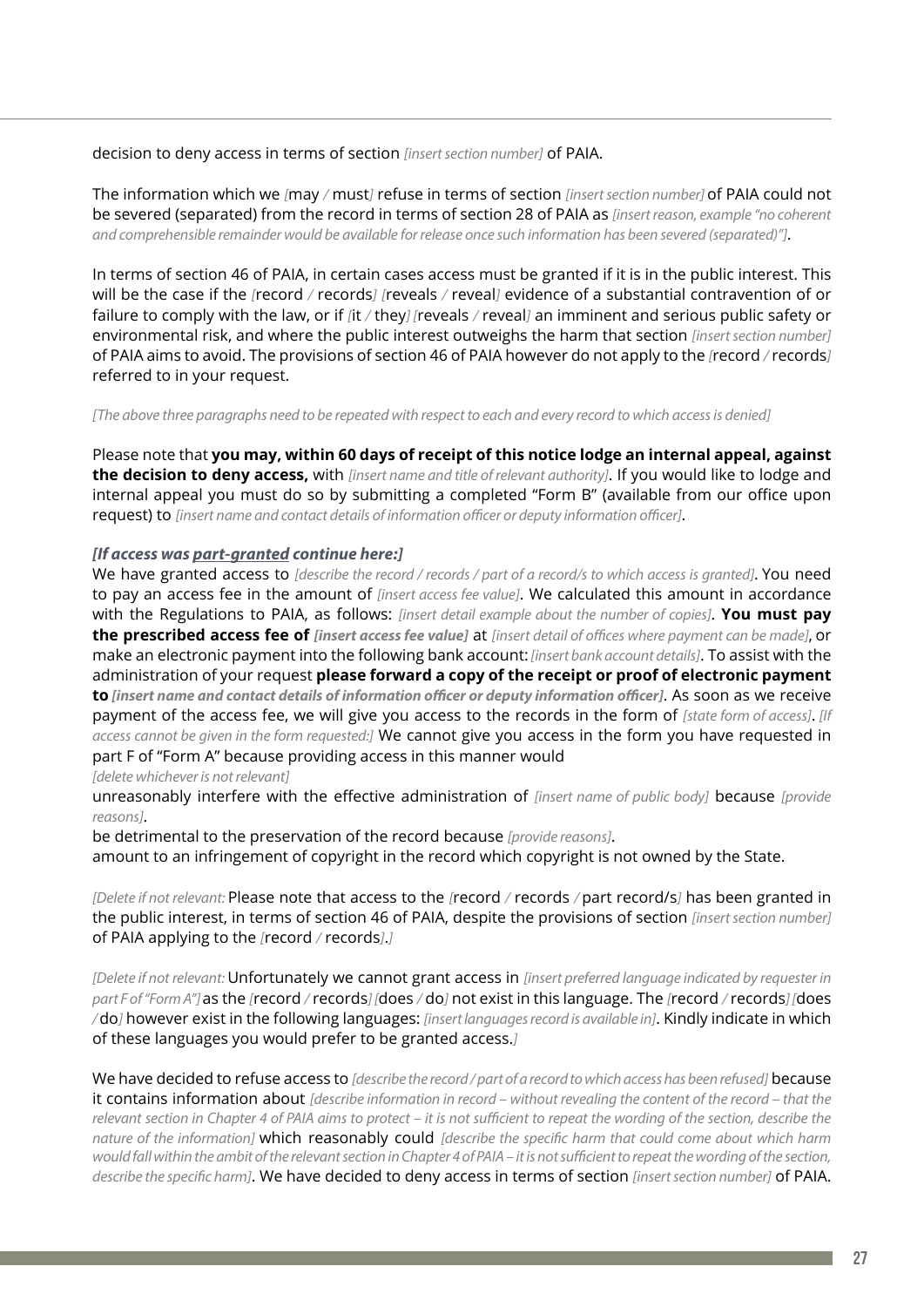decision to deny access in terms of section *[insert section number]* of PAIA.

The information which we *[*may */* must*]* refuse in terms of section *[insert section number]* of PAIA could not be severed (separated) from the record in terms of section 28 of PAIA as *[insert reason, example "no coherent and comprehensible remainder would be available for release once such information has been severed (separated)"]*.

In terms of section 46 of PAIA, in certain cases access must be granted if it is in the public interest. This will be the case if the *[*record */* records*]* *[*reveals */* reveal*]* evidence of a substantial contravention of or failure to comply with the law, or if *[*it */* they*]* *[*reveals */* reveal*]* an imminent and serious public safety or environmental risk, and where the public interest outweighs the harm that section *[insert section number]* of PAIA aims to avoid. The provisions of section 46 of PAIA however do not apply to the *[*record */* records*]* referred to in your request.

*[The above three paragraphs need to be repeated with respect to each and every record to which access is denied]*

Please note that **you may, within 60 days of receipt of this notice lodge an internal appeal, against the decision to deny access,** with *[insert name and title of relevant authority]*. If you would like to lodge and internal appeal you must do so by submitting a completed "Form B" (available from our office upon request) to *[insert name and contact details of information officer or deputy information officer]*.

***[If access was part-granted continue here:]***

We have granted access to *[describe the record / records / part of a record/s to which access is granted]*. You need to pay an access fee in the amount of *[insert access fee value]*. We calculated this amount in accordance with the Regulations to PAIA, as follows: *[insert detail example about the number of copies]*. **You must pay the prescribed access fee of *[insert access fee value]*** at *[insert detail of offices where payment can be made]*, or make an electronic payment into the following bank account: *[insert bank account details]*. To assist with the administration of your request **please forward a copy of the receipt or proof of electronic payment to *[insert name and contact details of information officer or deputy information officer]***. As soon as we receive payment of the access fee, we will give you access to the records in the form of *[state form of access]*. *[If access cannot be given in the form requested:]* We cannot give you access in the form you have requested in part F of "Form A" because providing access in this manner would

*[delete whichever is not relevant]*

unreasonably interfere with the effective administration of *[insert name of public body]* because *[provide reasons]*.

be detrimental to the preservation of the record because *[provide reasons]*.

amount to an infringement of copyright in the record which copyright is not owned by the State.

*[Delete if not relevant:* Please note that access to the *[*record */* records */* part record/s*]* has been granted in the public interest, in terms of section 46 of PAIA, despite the provisions of section *[insert section number]* of PAIA applying to the *[*record */* records*]*.*]*

*[Delete if not relevant:* Unfortunately we cannot grant access in *[insert preferred language indicated by requester in part F of "Form A"]* as the *[*record */* records*]* *[*does */* do*]* not exist in this language. The *[*record */* records*]* *[*does */* do*]* however exist in the following languages: *[insert languages record is available in]*. Kindly indicate in which of these languages you would prefer to be granted access.*]*

We have decided to refuse access to *[describe the record / part of a record to which access has been refused]* because it contains information about *[describe information in record – without revealing the content of the record – that the relevant section in Chapter 4 of PAIA aims to protect – it is not sufficient to repeat the wording of the section, describe the nature of the information]* which reasonably could *[describe the specific harm that could come about which harm would fall within the ambit of the relevant section in Chapter 4 of PAIA – it is not sufficient to repeat the wording of the section, describe the specific harm]*. We have decided to deny access in terms of section *[insert section number]* of PAIA.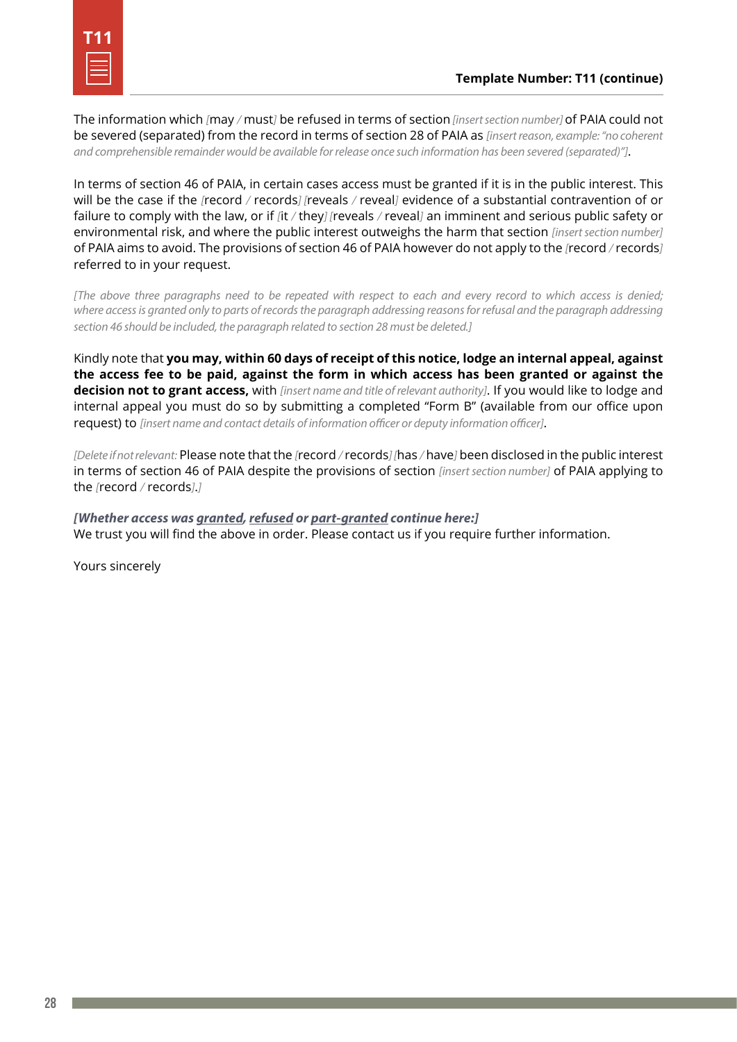**Template Number: T11 (continue)**

The information which *[*may */* must*]* be refused in terms of section *[insert section number]* of PAIA could not be severed (separated) from the record in terms of section 28 of PAIA as *[insert reason, example: "no coherent and comprehensible remainder would be available for release once such information has been severed (separated)"]*.

In terms of section 46 of PAIA, in certain cases access must be granted if it is in the public interest. This will be the case if the *[*record */* records*]* *[*reveals */* reveal*]* evidence of a substantial contravention of or failure to comply with the law, or if *[*it */* they*]* *[*reveals */* reveal*]* an imminent and serious public safety or environmental risk, and where the public interest outweighs the harm that section *[insert section number]* of PAIA aims to avoid. The provisions of section 46 of PAIA however do not apply to the *[*record */* records*]* referred to in your request.

*[The above three paragraphs need to be repeated with respect to each and every record to which access is denied; where access is granted only to parts of records the paragraph addressing reasons for refusal and the paragraph addressing section 46 should be included, the paragraph related to section 28 must be deleted.]*

Kindly note that **you may, within 60 days of receipt of this notice, lodge an internal appeal, against the access fee to be paid, against the form in which access has been granted or against the decision not to grant access,** with *[insert name and title of relevant authority]*. If you would like to lodge and internal appeal you must do so by submitting a completed "Form B" (available from our office upon request) to *[insert name and contact details of information officer or deputy information officer]*.

*[Delete if not relevant:* Please note that the *[*record */* records*]* *[*has */* have*]* been disclosed in the public interest in terms of section 46 of PAIA despite the provisions of section *[insert section number]* of PAIA applying to the *[*record */* records*]*.*]*

***[Whether access was granted, refused or part-granted continue here:]***
We trust you will find the above in order. Please contact us if you require further information.

Yours sincerely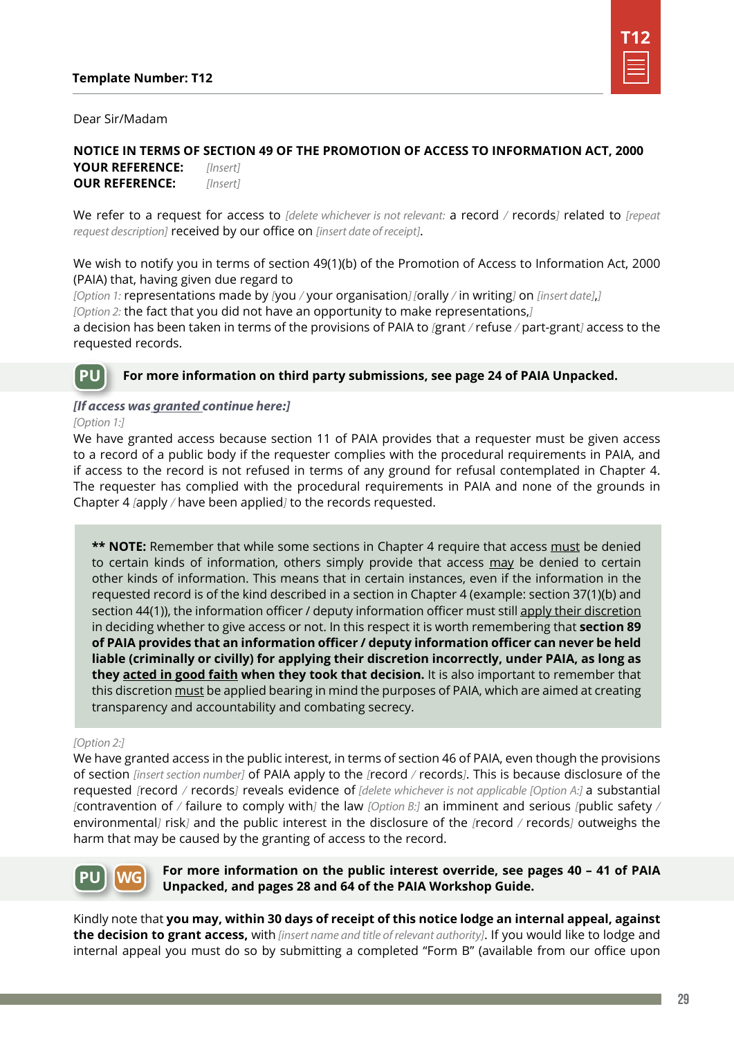**Template Number: T12**

Dear Sir/Madam

**NOTICE IN TERMS OF SECTION 49 OF THE PROMOTION OF ACCESS TO INFORMATION ACT, 2000**
**YOUR REFERENCE:** *[Insert]*
**OUR REFERENCE:** *[Insert]*

We refer to a request for access to *[delete whichever is not relevant:* a record */* records*]* related to *[repeat request description]* received by our office on *[insert date of receipt]*.

We wish to notify you in terms of section 49(1)(b) of the Promotion of Access to Information Act, 2000 (PAIA) that, having given due regard to
*[Option 1:* representations made by *[*you */* your organisation*]* *[*orally */* in writing*]* on *[insert date]*,*]*
*[Option 2:* the fact that you did not have an opportunity to make representations,*]*
a decision has been taken in terms of the provisions of PAIA to *[*grant */* refuse */* part-grant*]* access to the requested records.

**PU** **For more information on third party submissions, see page 24 of PAIA Unpacked.**

***[If access was granted continue here:]***
*[Option 1:]*
We have granted access because section 11 of PAIA provides that a requester must be given access to a record of a public body if the requester complies with the procedural requirements in PAIA, and if access to the record is not refused in terms of any ground for refusal contemplated in Chapter 4. The requester has complied with the procedural requirements in PAIA and none of the grounds in Chapter 4 *[*apply */* have been applied*]* to the records requested.

> **\*\* NOTE:** Remember that while some sections in Chapter 4 require that access must be denied to certain kinds of information, others simply provide that access may be denied to certain other kinds of information. This means that in certain instances, even if the information in the requested record is of the kind described in a section in Chapter 4 (example: section 37(1)(b) and section 44(1)), the information officer / deputy information officer must still apply their discretion in deciding whether to give access or not. In this respect it is worth remembering that **section 89 of PAIA provides that an information officer / deputy information officer can never be held liable (criminally or civilly) for applying their discretion incorrectly, under PAIA, as long as they acted in good faith when they took that decision.** It is also important to remember that this discretion must be applied bearing in mind the purposes of PAIA, which are aimed at creating transparency and accountability and combating secrecy.

*[Option 2:]*
We have granted access in the public interest, in terms of section 46 of PAIA, even though the provisions of section *[insert section number]* of PAIA apply to the *[*record */* records*]*. This is because disclosure of the requested *[*record */* records*]* reveals evidence of *[delete whichever is not applicable [Option A:]* a substantial *[*contravention of */* failure to comply with*]* the law *[Option B:]* an imminent and serious *[*public safety */* environmental*]* risk*]* and the public interest in the disclosure of the *[*record */* records*]* outweighs the harm that may be caused by the granting of access to the record.

**PU** **WG** **For more information on the public interest override, see pages 40 – 41 of PAIA Unpacked, and pages 28 and 64 of the PAIA Workshop Guide.**

Kindly note that **you may, within 30 days of receipt of this notice lodge an internal appeal, against the decision to grant access,** with *[insert name and title of relevant authority]*. If you would like to lodge and internal appeal you must do so by submitting a completed "Form B" (available from our office upon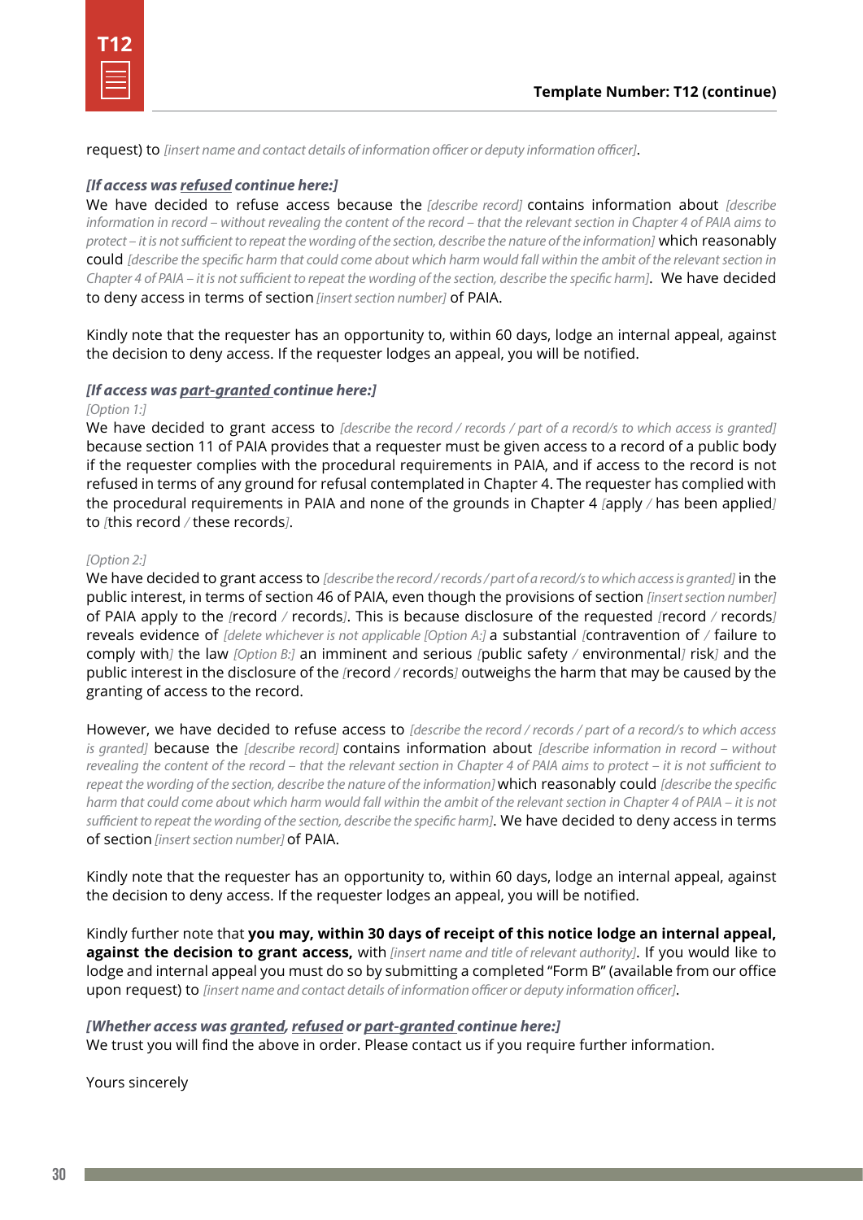request) to *[insert name and contact details of information officer or deputy information officer]*.

***[If access was <u>refused</u> continue here:]***

We have decided to refuse access because the *[describe record]* contains information about *[describe information in record – without revealing the content of the record – that the relevant section in Chapter 4 of PAIA aims to protect – it is not sufficient to repeat the wording of the section, describe the nature of the information]* which reasonably could *[describe the specific harm that could come about which harm would fall within the ambit of the relevant section in Chapter 4 of PAIA – it is not sufficient to repeat the wording of the section, describe the specific harm]*. We have decided to deny access in terms of section *[insert section number]* of PAIA.

Kindly note that the requester has an opportunity to, within 60 days, lodge an internal appeal, against the decision to deny access. If the requester lodges an appeal, you will be notified.

***[If access was <u>part-granted</u> continue here:]***

*[Option 1:]*

We have decided to grant access to *[describe the record / records / part of a record/s to which access is granted]* because section 11 of PAIA provides that a requester must be given access to a record of a public body if the requester complies with the procedural requirements in PAIA, and if access to the record is not refused in terms of any ground for refusal contemplated in Chapter 4. The requester has complied with the procedural requirements in PAIA and none of the grounds in Chapter 4 *[*apply */* has been applied*]* to *[*this record */* these records*]*.

*[Option 2:]*

We have decided to grant access to *[describe the record / records / part of a record/s to which access is granted]* in the public interest, in terms of section 46 of PAIA, even though the provisions of section *[insert section number]* of PAIA apply to the *[*record */* records*]*. This is because disclosure of the requested *[*record */* records*]* reveals evidence of *[delete whichever is not applicable [Option A:]* a substantial *[*contravention of */* failure to comply with*]* the law *[Option B:]* an imminent and serious *[*public safety */* environmental*]* risk*]* and the public interest in the disclosure of the *[*record */* records*]* outweighs the harm that may be caused by the granting of access to the record.

However, we have decided to refuse access to *[describe the record / records / part of a record/s to which access is granted]* because the *[describe record]* contains information about *[describe information in record – without revealing the content of the record – that the relevant section in Chapter 4 of PAIA aims to protect – it is not sufficient to repeat the wording of the section, describe the nature of the information]* which reasonably could *[describe the specific harm that could come about which harm would fall within the ambit of the relevant section in Chapter 4 of PAIA – it is not sufficient to repeat the wording of the section, describe the specific harm]*. We have decided to deny access in terms of section *[insert section number]* of PAIA.

Kindly note that the requester has an opportunity to, within 60 days, lodge an internal appeal, against the decision to deny access. If the requester lodges an appeal, you will be notified.

Kindly further note that **you may, within 30 days of receipt of this notice lodge an internal appeal, against the decision to grant access,** with *[insert name and title of relevant authority]*. If you would like to lodge and internal appeal you must do so by submitting a completed "Form B" (available from our office upon request) to *[insert name and contact details of information officer or deputy information officer]*.

***[Whether access was <u>granted</u>, <u>refused</u> or <u>part-granted</u> continue here:]***

We trust you will find the above in order. Please contact us if you require further information.

Yours sincerely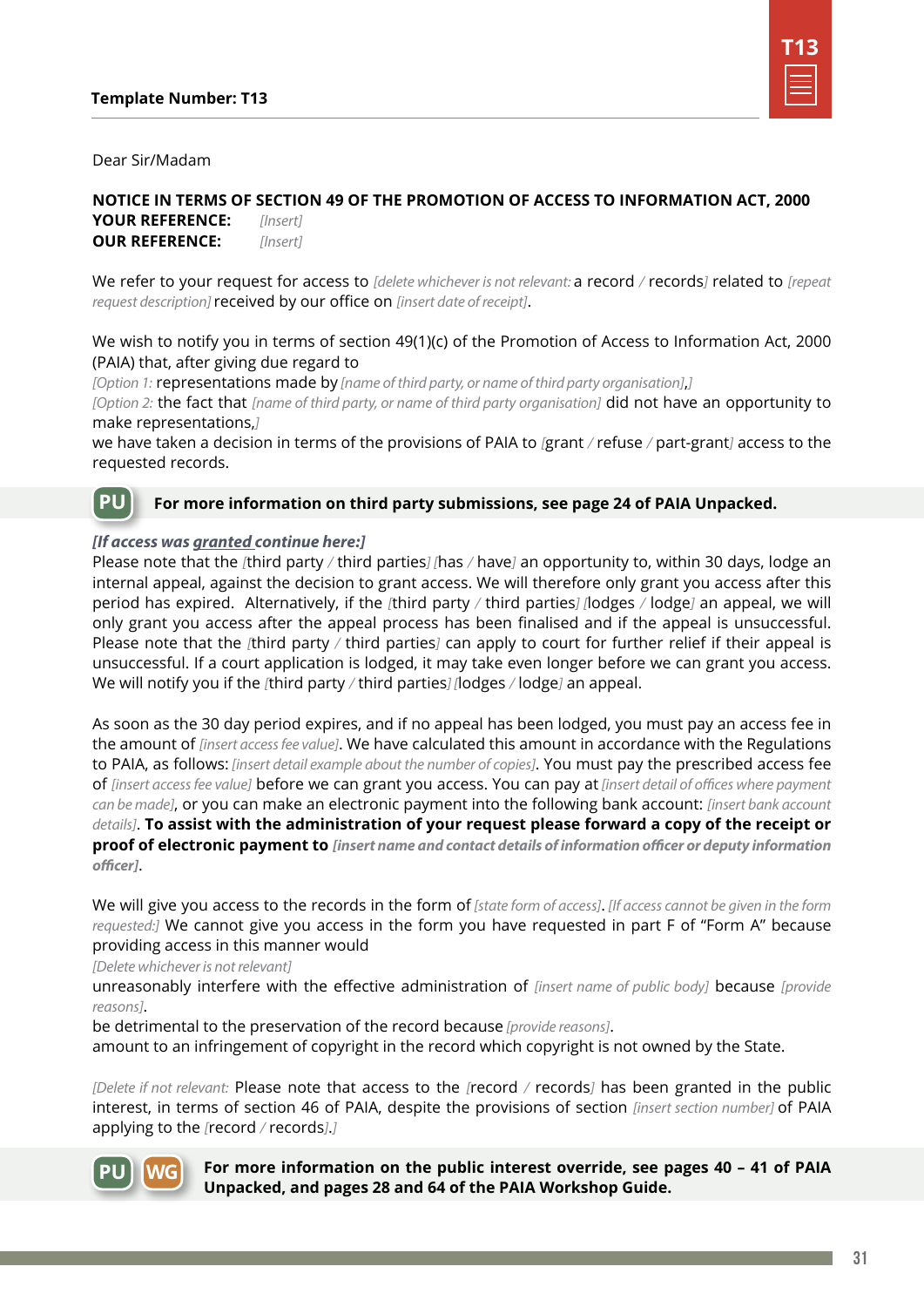**Template Number: T13**

Dear Sir/Madam

**NOTICE IN TERMS OF SECTION 49 OF THE PROMOTION OF ACCESS TO INFORMATION ACT, 2000**
**YOUR REFERENCE:** *[Insert]*
**OUR REFERENCE:** *[Insert]*

We refer to your request for access to *[delete whichever is not relevant:* a record / records*]* related to *[repeat request description]* received by our office on *[insert date of receipt]*.

We wish to notify you in terms of section 49(1)(c) of the Promotion of Access to Information Act, 2000 (PAIA) that, after giving due regard to
*[Option 1:* representations made by *[name of third party, or name of third party organisation]*,*]*
*[Option 2:* the fact that *[name of third party, or name of third party organisation]* did not have an opportunity to make representations,*]*
we have taken a decision in terms of the provisions of PAIA to *[*grant / refuse / part-grant*]* access to the requested records.

PU **For more information on third party submissions, see page 24 of PAIA Unpacked.**

***[If access was granted continue here:]***
Please note that the *[*third party / third parties*]* *[*has / have*]* an opportunity to, within 30 days, lodge an internal appeal, against the decision to grant access. We will therefore only grant you access after this period has expired. Alternatively, if the *[*third party / third parties*]* *[*lodges / lodge*]* an appeal, we will only grant you access after the appeal process has been finalised and if the appeal is unsuccessful. Please note that the *[*third party / third parties*]* can apply to court for further relief if their appeal is unsuccessful. If a court application is lodged, it may take even longer before we can grant you access. We will notify you if the *[*third party / third parties*]* *[*lodges / lodge*]* an appeal.

As soon as the 30 day period expires, and if no appeal has been lodged, you must pay an access fee in the amount of *[insert access fee value]*. We have calculated this amount in accordance with the Regulations to PAIA, as follows: *[insert detail example about the number of copies]*. You must pay the prescribed access fee of *[insert access fee value]* before we can grant you access. You can pay at *[insert detail of offices where payment can be made]*, or you can make an electronic payment into the following bank account: *[insert bank account details]*. **To assist with the administration of your request please forward a copy of the receipt or proof of electronic payment to *[insert name and contact details of information officer or deputy information officer]*.**

We will give you access to the records in the form of *[state form of access]*. *[If access cannot be given in the form requested:]* We cannot give you access in the form you have requested in part F of "Form A" because providing access in this manner would
*[Delete whichever is not relevant]*
unreasonably interfere with the effective administration of *[insert name of public body]* because *[provide reasons]*.
be detrimental to the preservation of the record because *[provide reasons]*.
amount to an infringement of copyright in the record which copyright is not owned by the State.

*[Delete if not relevant:* Please note that access to the *[*record / records*]* has been granted in the public interest, in terms of section 46 of PAIA, despite the provisions of section *[insert section number]* of PAIA applying to the *[*record / records*]*.*]*

PU WG **For more information on the public interest override, see pages 40 – 41 of PAIA Unpacked, and pages 28 and 64 of the PAIA Workshop Guide.**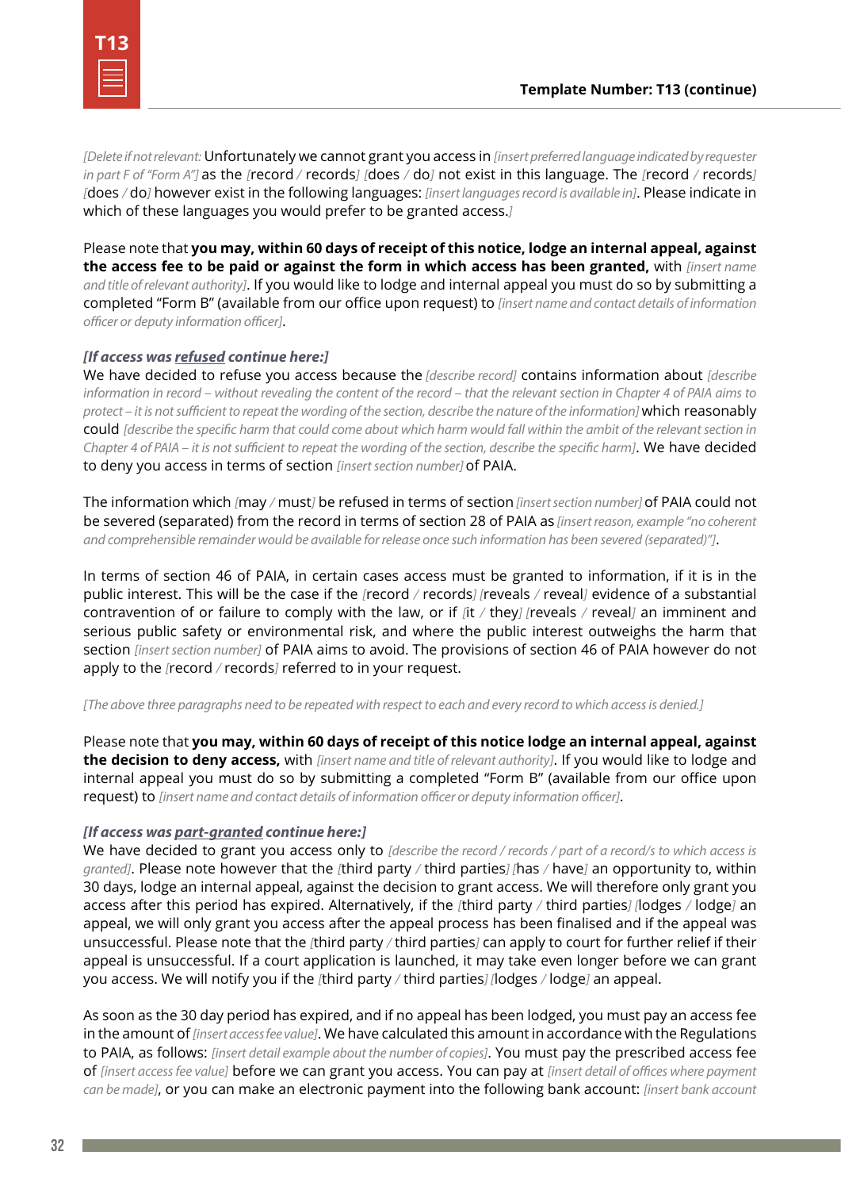*[Delete if not relevant:* Unfortunately we cannot grant you access in *[insert preferred language indicated by requester in part F of "Form A"]* as the *[*record */* records*]* *[*does */* do*]* not exist in this language. The *[*record */* records*]* *[*does */* do*]* however exist in the following languages: *[insert languages record is available in]*. Please indicate in which of these languages you would prefer to be granted access.*]*

Please note that **you may, within 60 days of receipt of this notice, lodge an internal appeal, against the access fee to be paid or against the form in which access has been granted,** with *[insert name and title of relevant authority]*. If you would like to lodge and internal appeal you must do so by submitting a completed "Form B" (available from our office upon request) to *[insert name and contact details of information officer or deputy information officer]*.

***[If access was refused continue here:]***

We have decided to refuse you access because the *[describe record]* contains information about *[describe information in record – without revealing the content of the record – that the relevant section in Chapter 4 of PAIA aims to protect – it is not sufficient to repeat the wording of the section, describe the nature of the information]* which reasonably could *[describe the specific harm that could come about which harm would fall within the ambit of the relevant section in Chapter 4 of PAIA – it is not sufficient to repeat the wording of the section, describe the specific harm]*. We have decided to deny you access in terms of section *[insert section number]* of PAIA.

The information which *[*may */* must*]* be refused in terms of section *[insert section number]* of PAIA could not be severed (separated) from the record in terms of section 28 of PAIA as *[insert reason, example "no coherent and comprehensible remainder would be available for release once such information has been severed (separated)"]*.

In terms of section 46 of PAIA, in certain cases access must be granted to information, if it is in the public interest. This will be the case if the *[*record */* records*]* *[*reveals */* reveal*]* evidence of a substantial contravention of or failure to comply with the law, or if *[*it */* they*]* *[*reveals */* reveal*]* an imminent and serious public safety or environmental risk, and where the public interest outweighs the harm that section *[insert section number]* of PAIA aims to avoid. The provisions of section 46 of PAIA however do not apply to the *[*record */* records*]* referred to in your request.

*[The above three paragraphs need to be repeated with respect to each and every record to which access is denied.]*

Please note that **you may, within 60 days of receipt of this notice lodge an internal appeal, against the decision to deny access,** with *[insert name and title of relevant authority]*. If you would like to lodge and internal appeal you must do so by submitting a completed "Form B" (available from our office upon request) to *[insert name and contact details of information officer or deputy information officer]*.

***[If access was part-granted continue here:]***

We have decided to grant you access only to *[describe the record / records / part of a record/s to which access is granted]*. Please note however that the *[*third party */* third parties*]* *[*has */* have*]* an opportunity to, within 30 days, lodge an internal appeal, against the decision to grant access. We will therefore only grant you access after this period has expired. Alternatively, if the *[*third party */* third parties*]* *[*lodges */* lodge*]* an appeal, we will only grant you access after the appeal process has been finalised and if the appeal was unsuccessful. Please note that the *[*third party */* third parties*]* can apply to court for further relief if their appeal is unsuccessful. If a court application is launched, it may take even longer before we can grant you access. We will notify you if the *[*third party */* third parties*]* *[*lodges */* lodge*]* an appeal.

As soon as the 30 day period has expired, and if no appeal has been lodged, you must pay an access fee in the amount of *[insert access fee value]*. We have calculated this amount in accordance with the Regulations to PAIA, as follows: *[insert detail example about the number of copies]*. You must pay the prescribed access fee of *[insert access fee value]* before we can grant you access. You can pay at *[insert detail of offices where payment can be made]*, or you can make an electronic payment into the following bank account: *[insert bank account*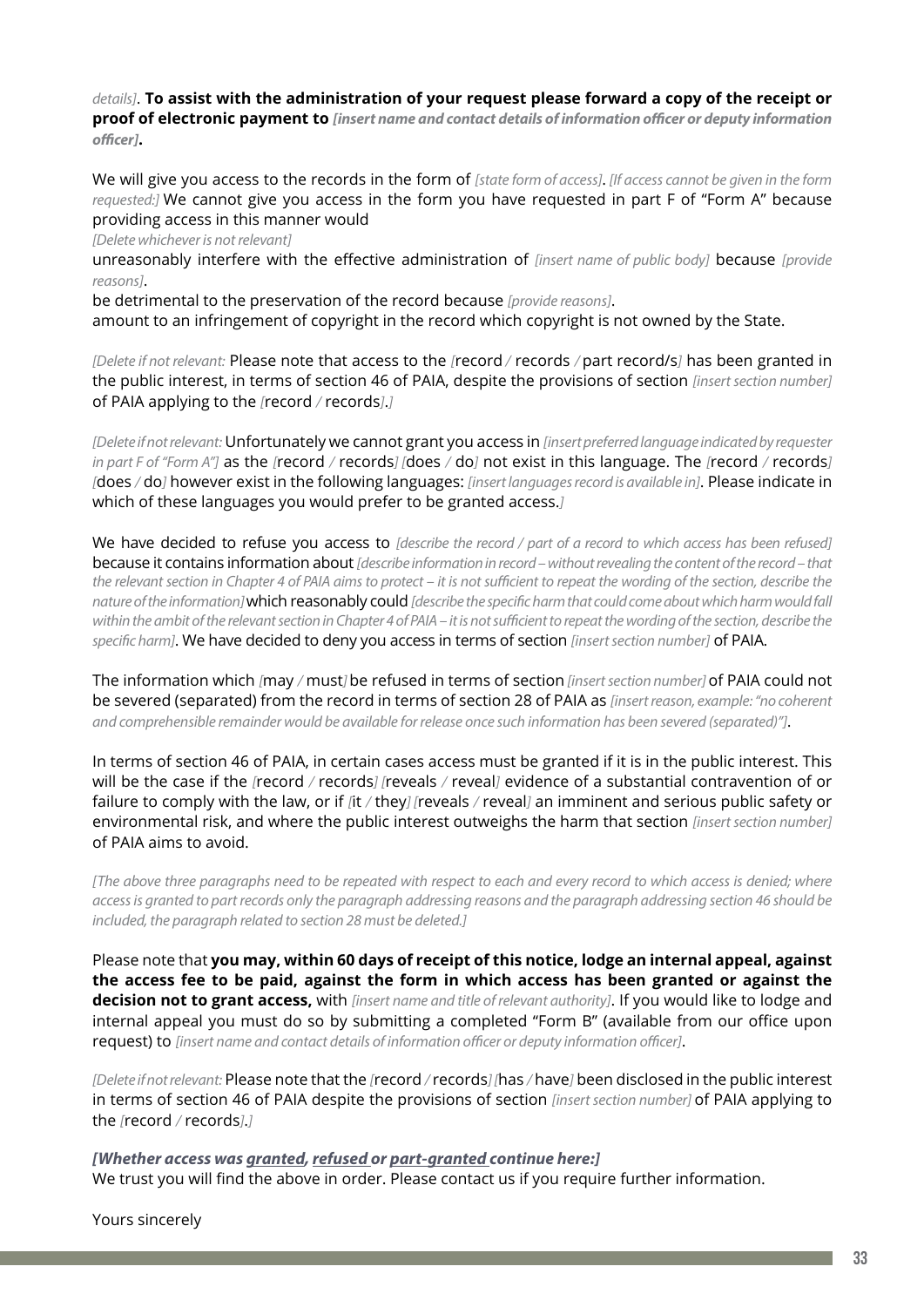*details]*. **To assist with the administration of your request please forward a copy of the receipt or proof of electronic payment to *[insert name and contact details of information officer or deputy information officer]*.**

We will give you access to the records in the form of *[state form of access]*. *[If access cannot be given in the form requested:]* We cannot give you access in the form you have requested in part F of "Form A" because providing access in this manner would

*[Delete whichever is not relevant]*

unreasonably interfere with the effective administration of *[insert name of public body]* because *[provide reasons]*.

be detrimental to the preservation of the record because *[provide reasons]*.

amount to an infringement of copyright in the record which copyright is not owned by the State.

*[Delete if not relevant:* Please note that access to the *[*record */* records */* part record/s*]* has been granted in the public interest, in terms of section 46 of PAIA, despite the provisions of section *[insert section number]* of PAIA applying to the *[*record */* records*]*.*]*

*[Delete if not relevant:* Unfortunately we cannot grant you access in *[insert preferred language indicated by requester in part F of "Form A"]* as the *[*record */* records*]* *[*does */* do*]* not exist in this language. The *[*record */* records*]* *[*does */* do*]* however exist in the following languages: *[insert languages record is available in]*. Please indicate in which of these languages you would prefer to be granted access.*]*

We have decided to refuse you access to *[describe the record / part of a record to which access has been refused]* because it contains information about *[describe information in record – without revealing the content of the record – that the relevant section in Chapter 4 of PAIA aims to protect – it is not sufficient to repeat the wording of the section, describe the nature of the information]* which reasonably could *[describe the specific harm that could come about which harm would fall within the ambit of the relevant section in Chapter 4 of PAIA – it is not sufficient to repeat the wording of the section, describe the specific harm]*. We have decided to deny you access in terms of section *[insert section number]* of PAIA.

The information which *[*may */* must*]* be refused in terms of section *[insert section number]* of PAIA could not be severed (separated) from the record in terms of section 28 of PAIA as *[insert reason, example: "no coherent and comprehensible remainder would be available for release once such information has been severed (separated)"]*.

In terms of section 46 of PAIA, in certain cases access must be granted if it is in the public interest. This will be the case if the *[*record */* records*]* *[*reveals */* reveal*]* evidence of a substantial contravention of or failure to comply with the law, or if *[*it */* they*]* *[*reveals */* reveal*]* an imminent and serious public safety or environmental risk, and where the public interest outweighs the harm that section *[insert section number]* of PAIA aims to avoid.

*[The above three paragraphs need to be repeated with respect to each and every record to which access is denied; where access is granted to part records only the paragraph addressing reasons and the paragraph addressing section 46 should be included, the paragraph related to section 28 must be deleted.]*

Please note that **you may, within 60 days of receipt of this notice, lodge an internal appeal, against the access fee to be paid, against the form in which access has been granted or against the decision not to grant access,** with *[insert name and title of relevant authority]*. If you would like to lodge and internal appeal you must do so by submitting a completed "Form B" (available from our office upon request) to *[insert name and contact details of information officer or deputy information officer]*.

*[Delete if not relevant:* Please note that the *[*record */* records*]* *[*has */* have*]* been disclosed in the public interest in terms of section 46 of PAIA despite the provisions of section *[insert section number]* of PAIA applying to the *[*record */* records*]*.*]*

***[Whether access was granted, refused or part-granted continue here:]***

We trust you will find the above in order. Please contact us if you require further information.

Yours sincerely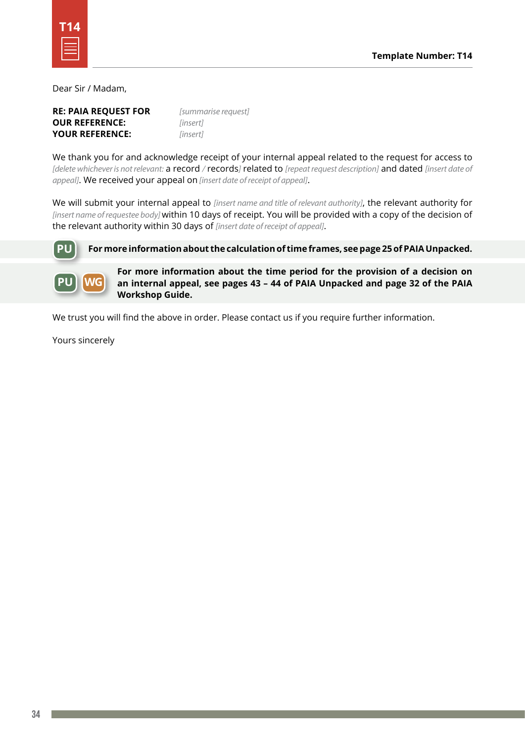**Template Number: T14**

Dear Sir / Madam,

**RE: PAIA REQUEST FOR** *[summarise request]*
**OUR REFERENCE:** *[insert]*
**YOUR REFERENCE:** *[insert]*

We thank you for and acknowledge receipt of your internal appeal related to the request for access to *[delete whichever is not relevant:* a record */* records*]* related to *[repeat request description]* and dated *[insert date of appeal]*. We received your appeal on *[insert date of receipt of appeal]*.

We will submit your internal appeal to *[insert name and title of relevant authority]*, the relevant authority for *[insert name of requestee body]* within 10 days of receipt. You will be provided with a copy of the decision of the relevant authority within 30 days of *[insert date of receipt of appeal]*.

PU **For more information about the calculation of time frames, see page 25 of PAIA Unpacked.**

PU WG **For more information about the time period for the provision of a decision on an internal appeal, see pages 43 – 44 of PAIA Unpacked and page 32 of the PAIA Workshop Guide.**

We trust you will find the above in order. Please contact us if you require further information.

Yours sincerely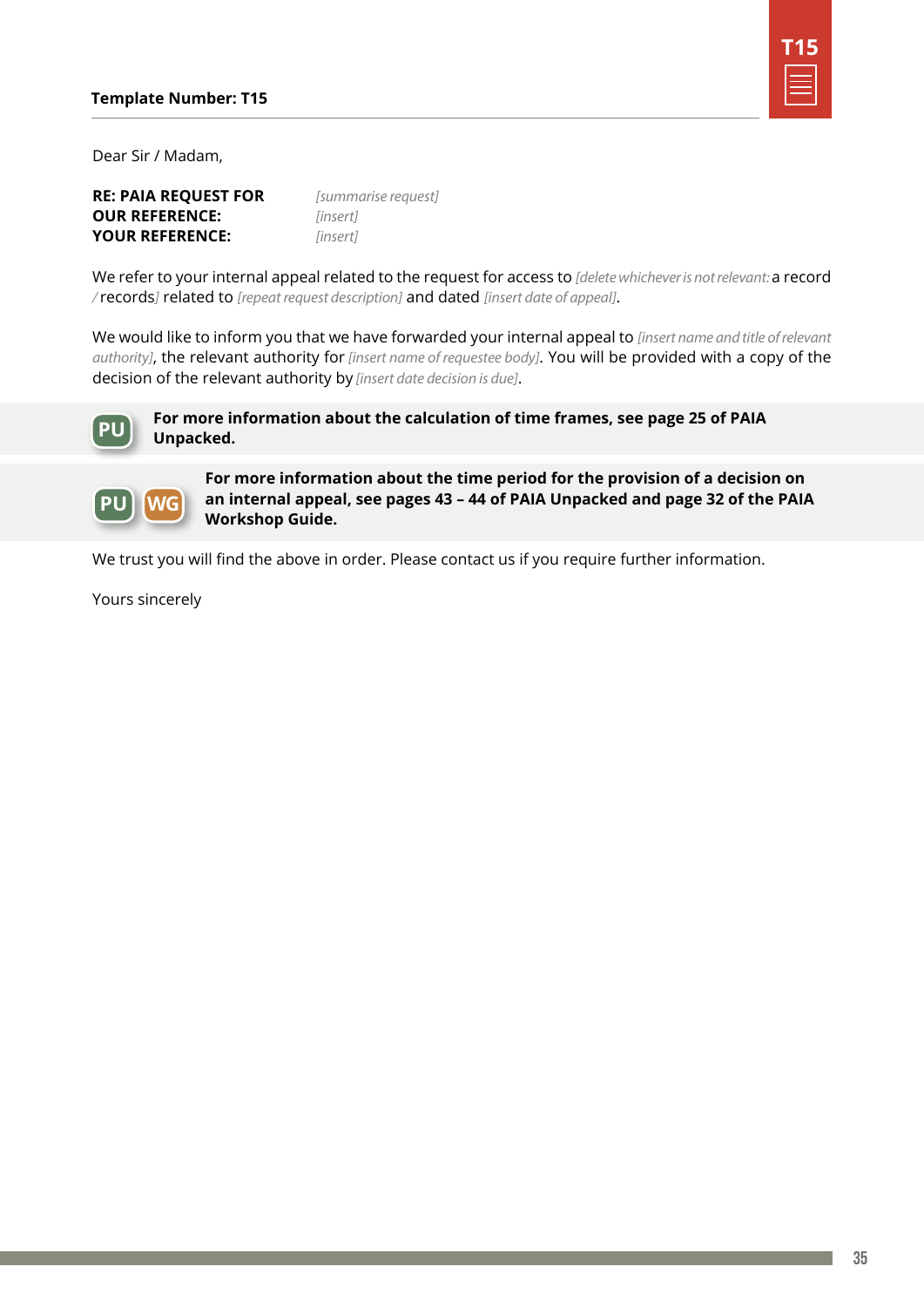**Template Number: T15**

Dear Sir / Madam,

**RE: PAIA REQUEST FOR** *[summarise request]*
**OUR REFERENCE:** *[insert]*
**YOUR REFERENCE:** *[insert]*

We refer to your internal appeal related to the request for access to *[delete whichever is not relevant:* a record */* records*]* related to *[repeat request description]* and dated *[insert date of appeal]*.

We would like to inform you that we have forwarded your internal appeal to *[insert name and title of relevant authority]*, the relevant authority for *[insert name of requestee body]*. You will be provided with a copy of the decision of the relevant authority by *[insert date decision is due]*.

PU **For more information about the calculation of time frames, see page 25 of PAIA Unpacked.**

PU WG **For more information about the time period for the provision of a decision on an internal appeal, see pages 43 – 44 of PAIA Unpacked and page 32 of the PAIA Workshop Guide.**

We trust you will find the above in order. Please contact us if you require further information.

Yours sincerely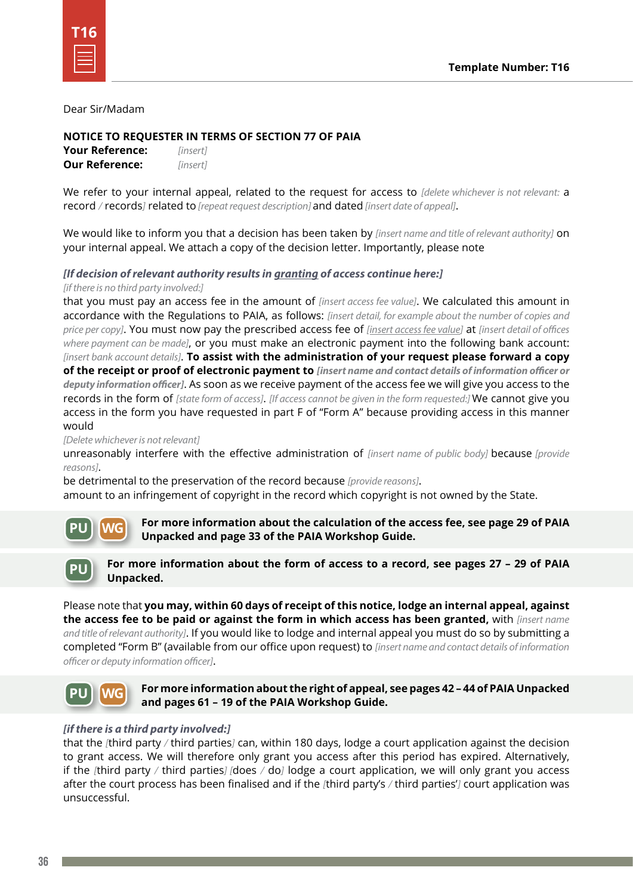Template Number: T16

Dear Sir/Madam

**NOTICE TO REQUESTER IN TERMS OF SECTION 77 OF PAIA**
**Your Reference:** *[insert]*
**Our Reference:** *[insert]*

We refer to your internal appeal, related to the request for access to *[delete whichever is not relevant:* a record */* records*]* related to *[repeat request description]* and dated *[insert date of appeal]*.

We would like to inform you that a decision has been taken by *[insert name and title of relevant authority]* on your internal appeal. We attach a copy of the decision letter. Importantly, please note

***[If decision of relevant authority results in <u>granting</u> of access continue here:]***
*[if there is no third party involved:]*
that you must pay an access fee in the amount of *[insert access fee value]*. We calculated this amount in accordance with the Regulations to PAIA, as follows: *[insert detail, for example about the number of copies and price per copy]*. You must now pay the prescribed access fee of *<u>[insert access fee value]</u>* at *[insert detail of offices where payment can be made]*, or you must make an electronic payment into the following bank account: *[insert bank account details]*. **To assist with the administration of your request please forward a copy of the receipt or proof of electronic payment to *[insert name and contact details of information officer or deputy information officer]***. As soon as we receive payment of the access fee we will give you access to the records in the form of *[state form of access]*. *[If access cannot be given in the form requested:]* We cannot give you access in the form you have requested in part F of "Form A" because providing access in this manner would
*[Delete whichever is not relevant]*
unreasonably interfere with the effective administration of *[insert name of public body]* because *[provide reasons]*.
be detrimental to the preservation of the record because *[provide reasons]*.
amount to an infringement of copyright in the record which copyright is not owned by the State.

PU WG **For more information about the calculation of the access fee, see page 29 of PAIA Unpacked and page 33 of the PAIA Workshop Guide.**

PU **For more information about the form of access to a record, see pages 27 – 29 of PAIA Unpacked.**

Please note that **you may, within 60 days of receipt of this notice, lodge an internal appeal, against the access fee to be paid or against the form in which access has been granted,** with *[insert name and title of relevant authority]*. If you would like to lodge and internal appeal you must do so by submitting a completed "Form B" (available from our office upon request) to *[insert name and contact details of information officer or deputy information officer]*.

PU WG **For more information about the right of appeal, see pages 42 – 44 of PAIA Unpacked and pages 61 – 19 of the PAIA Workshop Guide.**

***[if there is a third party involved:]***
that the *[*third party */* third parties*]* can, within 180 days, lodge a court application against the decision to grant access. We will therefore only grant you access after this period has expired. Alternatively, if the *[*third party */* third parties*]* *[*does */* do*]* lodge a court application, we will only grant you access after the court process has been finalised and if the *[*third party's */* third parties'*]* court application was unsuccessful.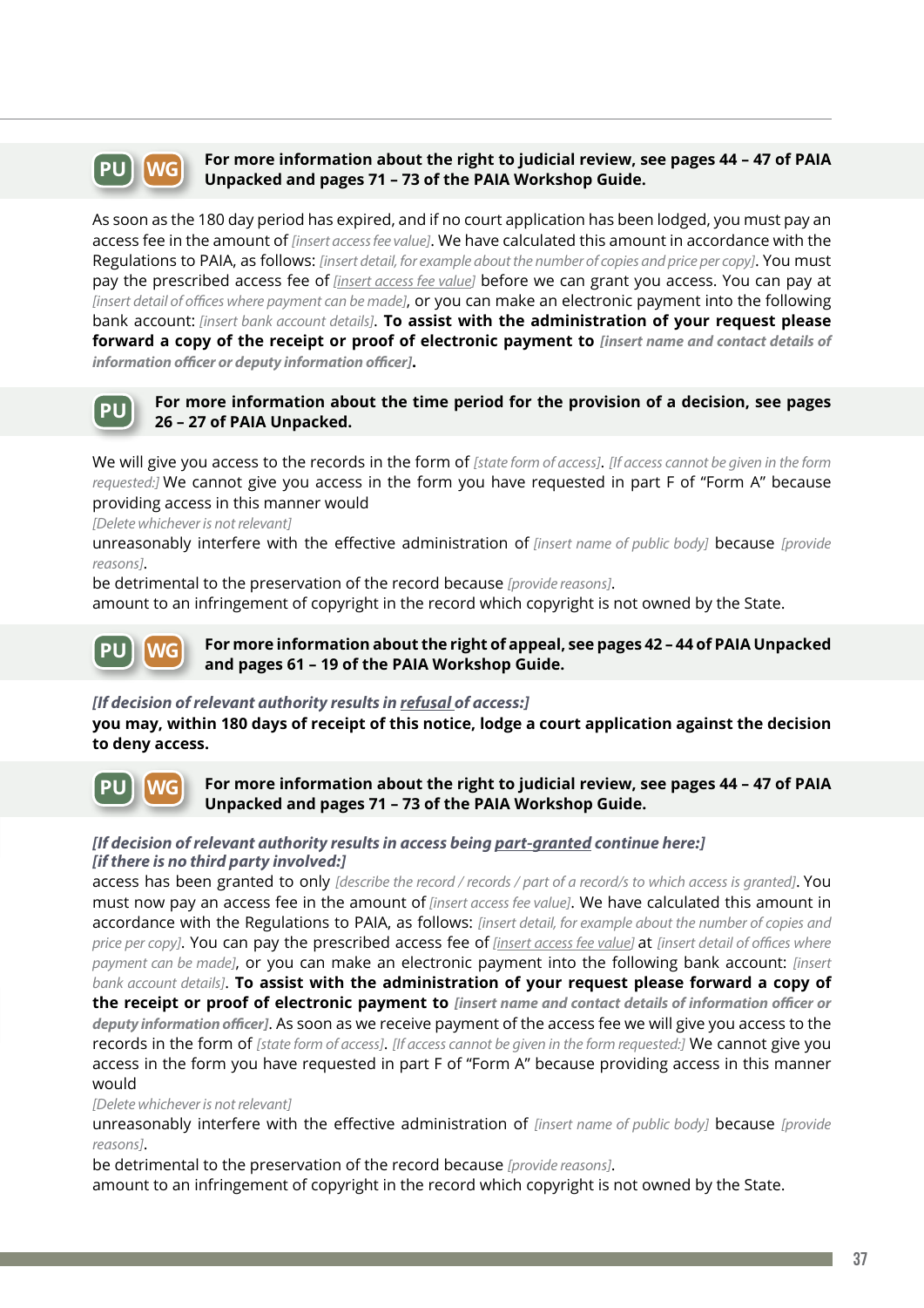PU WG **For more information about the right to judicial review, see pages 44 – 47 of PAIA Unpacked and pages 71 – 73 of the PAIA Workshop Guide.**

As soon as the 180 day period has expired, and if no court application has been lodged, you must pay an access fee in the amount of *[insert access fee value]*. We have calculated this amount in accordance with the Regulations to PAIA, as follows: *[insert detail, for example about the number of copies and price per copy]*. You must pay the prescribed access fee of *[insert access fee value]* before we can grant you access. You can pay at *[insert detail of offices where payment can be made]*, or you can make an electronic payment into the following bank account: *[insert bank account details]*. **To assist with the administration of your request please forward a copy of the receipt or proof of electronic payment to *[insert name and contact details of information officer or deputy information officer]*.**

PU **For more information about the time period for the provision of a decision, see pages 26 – 27 of PAIA Unpacked.**

We will give you access to the records in the form of *[state form of access]*. *[If access cannot be given in the form requested:]* We cannot give you access in the form you have requested in part F of "Form A" because providing access in this manner would

*[Delete whichever is not relevant]*

unreasonably interfere with the effective administration of *[insert name of public body]* because *[provide reasons]*.

be detrimental to the preservation of the record because *[provide reasons]*.

amount to an infringement of copyright in the record which copyright is not owned by the State.

PU WG **For more information about the right of appeal, see pages 42 – 44 of PAIA Unpacked and pages 61 – 19 of the PAIA Workshop Guide.**

***[If decision of relevant authority results in refusal of access:]***

**you may, within 180 days of receipt of this notice, lodge a court application against the decision to deny access.**

PU WG **For more information about the right to judicial review, see pages 44 – 47 of PAIA Unpacked and pages 71 – 73 of the PAIA Workshop Guide.**

***[If decision of relevant authority results in access being part-granted continue here:]***
***[if there is no third party involved:]***

access has been granted to only *[describe the record / records / part of a record/s to which access is granted]*. You must now pay an access fee in the amount of *[insert access fee value]*. We have calculated this amount in accordance with the Regulations to PAIA, as follows: *[insert detail, for example about the number of copies and price per copy]*. You can pay the prescribed access fee of *[insert access fee value]* at *[insert detail of offices where payment can be made]*, or you can make an electronic payment into the following bank account: *[insert bank account details]*. **To assist with the administration of your request please forward a copy of the receipt or proof of electronic payment to *[insert name and contact details of information officer or deputy information officer]***. As soon as we receive payment of the access fee we will give you access to the records in the form of *[state form of access]*. *[If access cannot be given in the form requested:]* We cannot give you access in the form you have requested in part F of "Form A" because providing access in this manner would

*[Delete whichever is not relevant]*

unreasonably interfere with the effective administration of *[insert name of public body]* because *[provide reasons]*.

be detrimental to the preservation of the record because *[provide reasons]*.

amount to an infringement of copyright in the record which copyright is not owned by the State.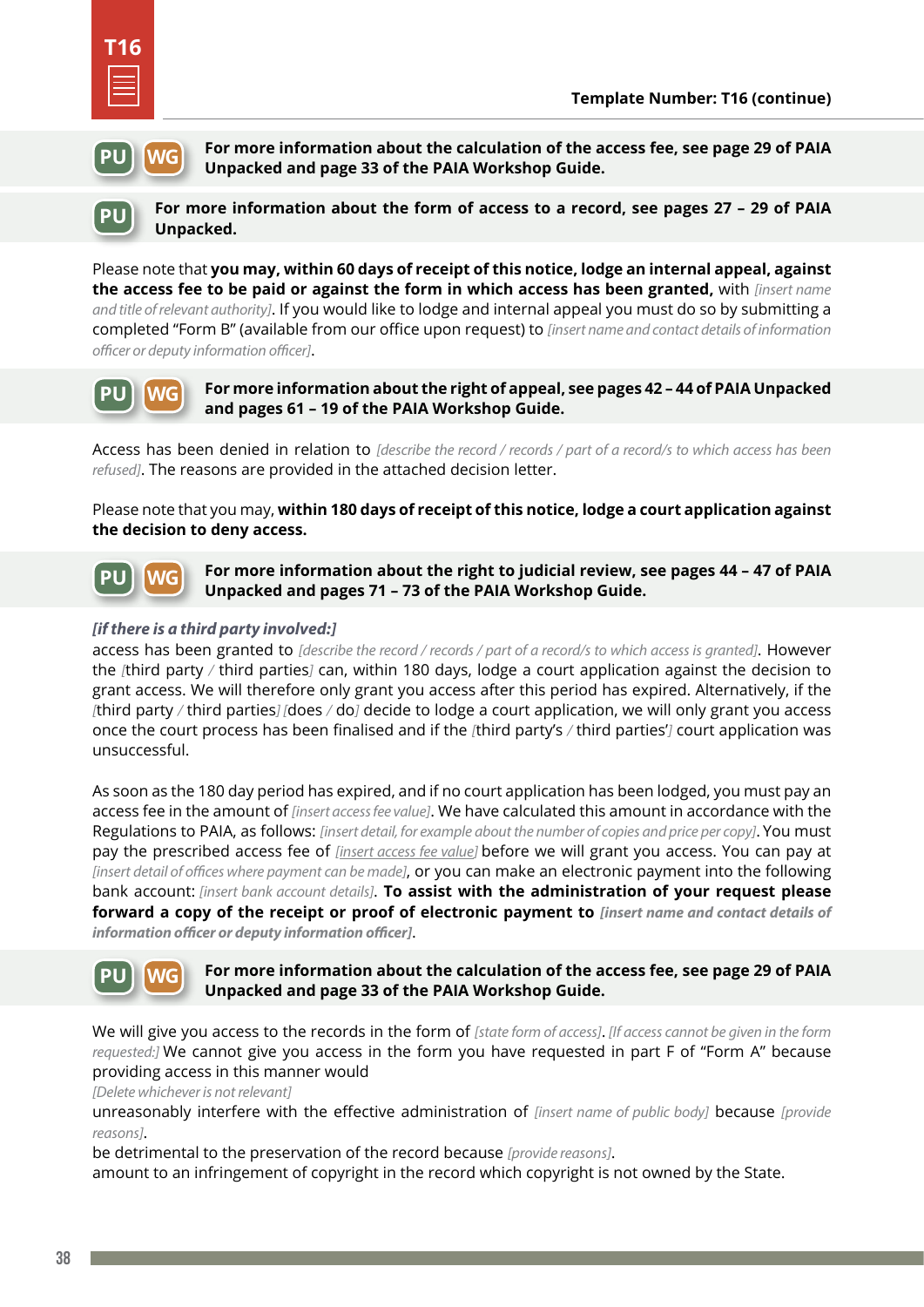Template Number: T16 (continue)

PU WG **For more information about the calculation of the access fee, see page 29 of PAIA Unpacked and page 33 of the PAIA Workshop Guide.**

PU **For more information about the form of access to a record, see pages 27 – 29 of PAIA Unpacked.**

Please note that **you may, within 60 days of receipt of this notice, lodge an internal appeal, against the access fee to be paid or against the form in which access has been granted,** with *[insert name and title of relevant authority]*. If you would like to lodge and internal appeal you must do so by submitting a completed "Form B" (available from our office upon request) to *[insert name and contact details of information officer or deputy information officer]*.

PU WG **For more information about the right of appeal, see pages 42 – 44 of PAIA Unpacked and pages 61 – 19 of the PAIA Workshop Guide.**

Access has been denied in relation to *[describe the record / records / part of a record/s to which access has been refused]*. The reasons are provided in the attached decision letter.

Please note that you may, **within 180 days of receipt of this notice, lodge a court application against the decision to deny access.**

PU WG **For more information about the right to judicial review, see pages 44 – 47 of PAIA Unpacked and pages 71 – 73 of the PAIA Workshop Guide.**

***[if there is a third party involved:]***
access has been granted to *[describe the record / records / part of a record/s to which access is granted]*. However the *[*third party */* third parties*]* can, within 180 days, lodge a court application against the decision to grant access. We will therefore only grant you access after this period has expired. Alternatively, if the *[*third party */* third parties*] [*does */* do*]* decide to lodge a court application, we will only grant you access once the court process has been finalised and if the *[*third party's */* third parties'*]* court application was unsuccessful.

As soon as the 180 day period has expired, and if no court application has been lodged, you must pay an access fee in the amount of *[insert access fee value]*. We have calculated this amount in accordance with the Regulations to PAIA, as follows: *[insert detail, for example about the number of copies and price per copy]*. You must pay the prescribed access fee of *[insert access fee value]* before we will grant you access. You can pay at *[insert detail of offices where payment can be made]*, or you can make an electronic payment into the following bank account: *[insert bank account details]*. **To assist with the administration of your request please forward a copy of the receipt or proof of electronic payment to *[insert name and contact details of information officer or deputy information officer]*.**

PU WG **For more information about the calculation of the access fee, see page 29 of PAIA Unpacked and page 33 of the PAIA Workshop Guide.**

We will give you access to the records in the form of *[state form of access]*. *[If access cannot be given in the form requested:]* We cannot give you access in the form you have requested in part F of "Form A" because providing access in this manner would
*[Delete whichever is not relevant]*
unreasonably interfere with the effective administration of *[insert name of public body]* because *[provide reasons]*.
be detrimental to the preservation of the record because *[provide reasons]*.
amount to an infringement of copyright in the record which copyright is not owned by the State.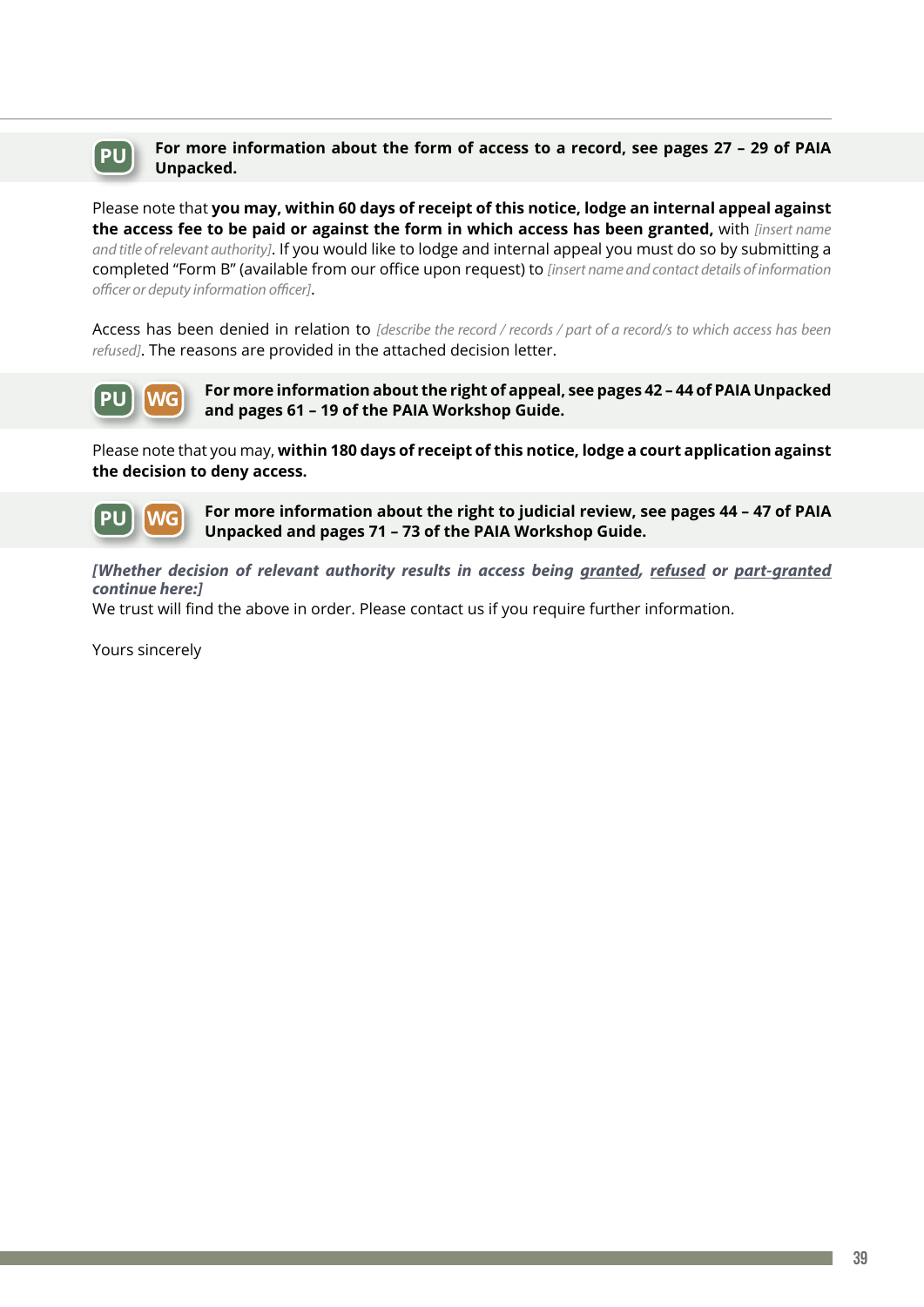**PU** **For more information about the form of access to a record, see pages 27 – 29 of PAIA Unpacked.**

Please note that **you may, within 60 days of receipt of this notice, lodge an internal appeal against the access fee to be paid or against the form in which access has been granted,** with *[insert name and title of relevant authority]*. If you would like to lodge and internal appeal you must do so by submitting a completed "Form B" (available from our office upon request) to *[insert name and contact details of information officer or deputy information officer]*.

Access has been denied in relation to *[describe the record / records / part of a record/s to which access has been refused]*. The reasons are provided in the attached decision letter.

**PU** **WG** **For more information about the right of appeal, see pages 42 – 44 of PAIA Unpacked and pages 61 – 19 of the PAIA Workshop Guide.**

Please note that you may, **within 180 days of receipt of this notice, lodge a court application against the decision to deny access.**

**PU** **WG** **For more information about the right to judicial review, see pages 44 – 47 of PAIA Unpacked and pages 71 – 73 of the PAIA Workshop Guide.**

***[Whether decision of relevant authority results in access being <u>granted</u>, <u>refused</u> or <u>part-granted</u> continue here:]***

We trust will find the above in order. Please contact us if you require further information.

Yours sincerely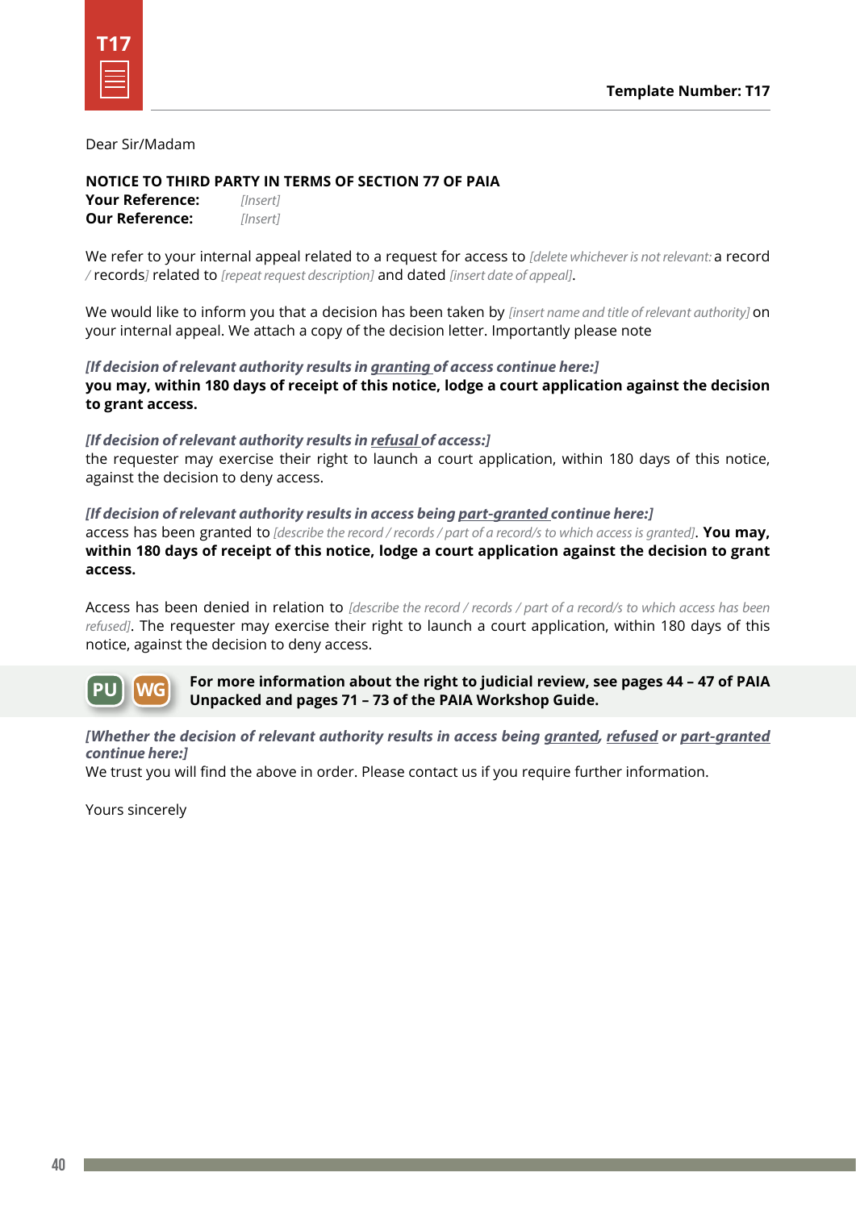**Template Number: T17**

Dear Sir/Madam

**NOTICE TO THIRD PARTY IN TERMS OF SECTION 77 OF PAIA**
**Your Reference:** *[Insert]*
**Our Reference:** *[Insert]*

We refer to your internal appeal related to a request for access to *[delete whichever is not relevant:* a record */* records*]* related to *[repeat request description]* and dated *[insert date of appeal]*.

We would like to inform you that a decision has been taken by *[insert name and title of relevant authority]* on your internal appeal. We attach a copy of the decision letter. Importantly please note

***[If decision of relevant authority results in granting of access continue here:]***
**you may, within 180 days of receipt of this notice, lodge a court application against the decision to grant access.**

***[If decision of relevant authority results in refusal of access:]***
the requester may exercise their right to launch a court application, within 180 days of this notice, against the decision to deny access.

***[If decision of relevant authority results in access being part-granted continue here:]***
access has been granted to *[describe the record / records / part of a record/s to which access is granted]*. **You may, within 180 days of receipt of this notice, lodge a court application against the decision to grant access.**

Access has been denied in relation to *[describe the record / records / part of a record/s to which access has been refused]*. The requester may exercise their right to launch a court application, within 180 days of this notice, against the decision to deny access.

PU WG **For more information about the right to judicial review, see pages 44 – 47 of PAIA Unpacked and pages 71 – 73 of the PAIA Workshop Guide.**

***[Whether the decision of relevant authority results in access being granted, refused or part-granted continue here:]***
We trust you will find the above in order. Please contact us if you require further information.

Yours sincerely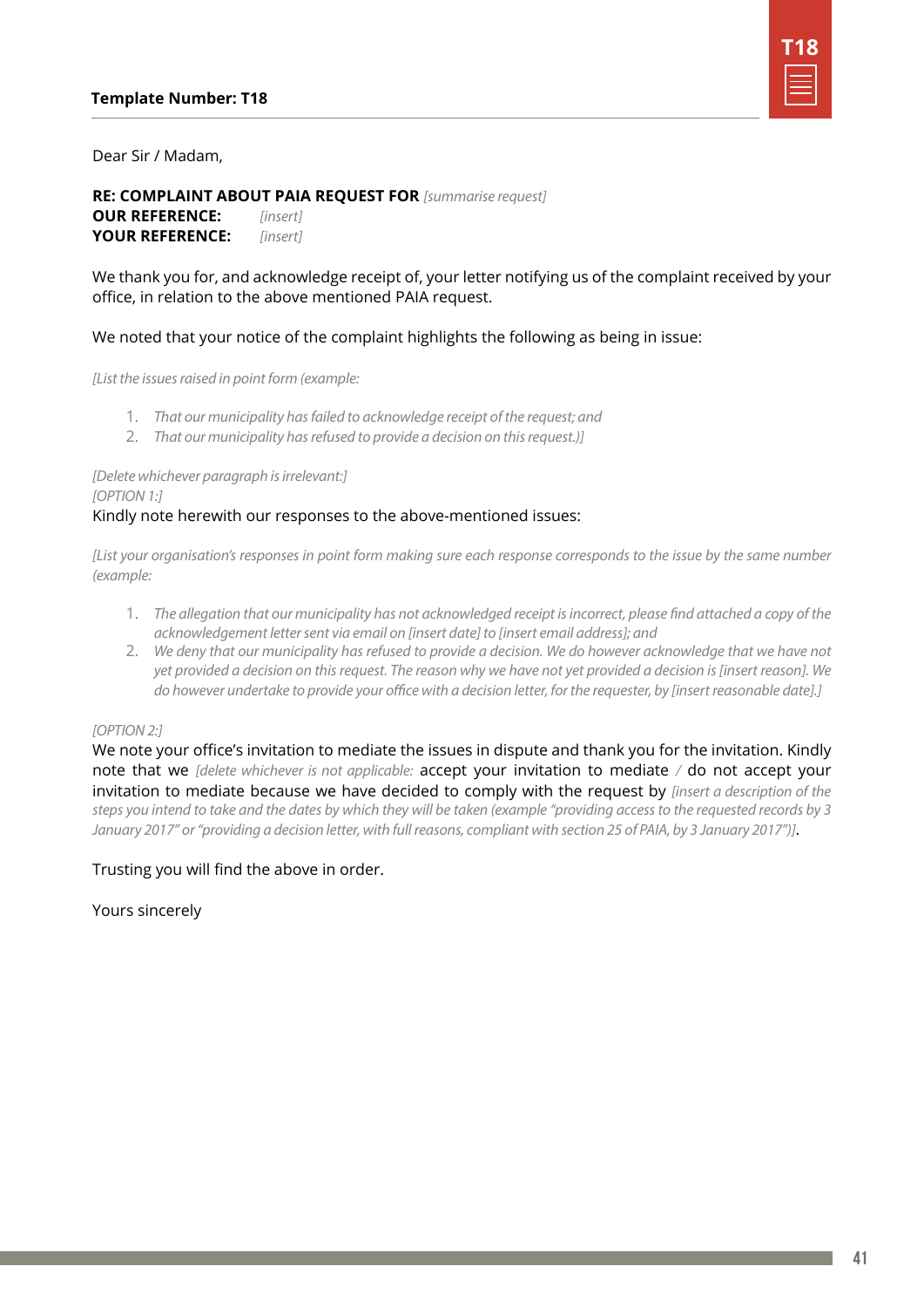**Template Number: T18**

Dear Sir / Madam,

**RE: COMPLAINT ABOUT PAIA REQUEST FOR** *[summarise request]*
**OUR REFERENCE:** *[insert]*
**YOUR REFERENCE:** *[insert]*

We thank you for, and acknowledge receipt of, your letter notifying us of the complaint received by your office, in relation to the above mentioned PAIA request.

We noted that your notice of the complaint highlights the following as being in issue:

*[List the issues raised in point form (example:*

1. *That our municipality has failed to acknowledge receipt of the request; and*
2. *That our municipality has refused to provide a decision on this request.)]*

*[Delete whichever paragraph is irrelevant:]*
*[OPTION 1:]*
Kindly note herewith our responses to the above-mentioned issues:

*[List your organisation's responses in point form making sure each response corresponds to the issue by the same number (example:*

1. *The allegation that our municipality has not acknowledged receipt is incorrect, please find attached a copy of the acknowledgement letter sent via email on [insert date] to [insert email address]; and*
2. *We deny that our municipality has refused to provide a decision. We do however acknowledge that we have not yet provided a decision on this request. The reason why we have not yet provided a decision is [insert reason]. We do however undertake to provide your office with a decision letter, for the requester, by [insert reasonable date].]*

*[OPTION 2:]*
We note your office's invitation to mediate the issues in dispute and thank you for the invitation. Kindly note that we *[delete whichever is not applicable:* accept your invitation to mediate */* do not accept your invitation to mediate because we have decided to comply with the request by *[insert a description of the steps you intend to take and the dates by which they will be taken (example "providing access to the requested records by 3 January 2017" or "providing a decision letter, with full reasons, compliant with section 25 of PAIA, by 3 January 2017")]*.

Trusting you will find the above in order.

Yours sincerely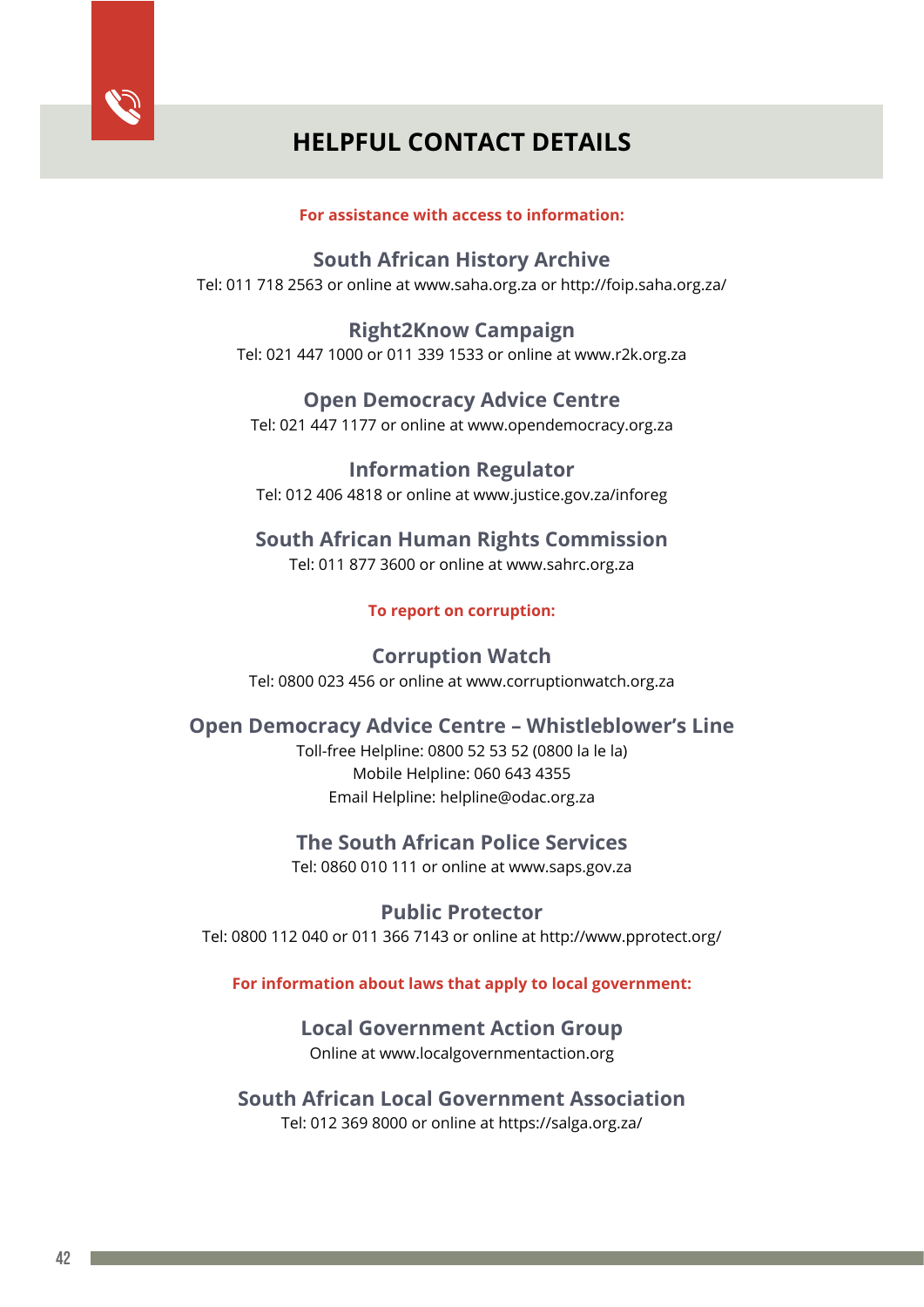# HELPFUL CONTACT DETAILS

**For assistance with access to information:**

### South African History Archive
Tel: 011 718 2563 or online at www.saha.org.za or http://foip.saha.org.za/

### Right2Know Campaign
Tel: 021 447 1000 or 011 339 1533 or online at www.r2k.org.za

### Open Democracy Advice Centre
Tel: 021 447 1177 or online at www.opendemocracy.org.za

### Information Regulator
Tel: 012 406 4818 or online at www.justice.gov.za/inforeg

### South African Human Rights Commission
Tel: 011 877 3600 or online at www.sahrc.org.za

**To report on corruption:**

### Corruption Watch
Tel: 0800 023 456 or online at www.corruptionwatch.org.za

### Open Democracy Advice Centre – Whistleblower's Line
Toll-free Helpline: 0800 52 53 52 (0800 la le la)
Mobile Helpline: 060 643 4355
Email Helpline: helpline@odac.org.za

### The South African Police Services
Tel: 0860 010 111 or online at www.saps.gov.za

### Public Protector
Tel: 0800 112 040 or 011 366 7143 or online at http://www.pprotect.org/

**For information about laws that apply to local government:**

### Local Government Action Group
Online at www.localgovernmentaction.org

### South African Local Government Association
Tel: 012 369 8000 or online at https://salga.org.za/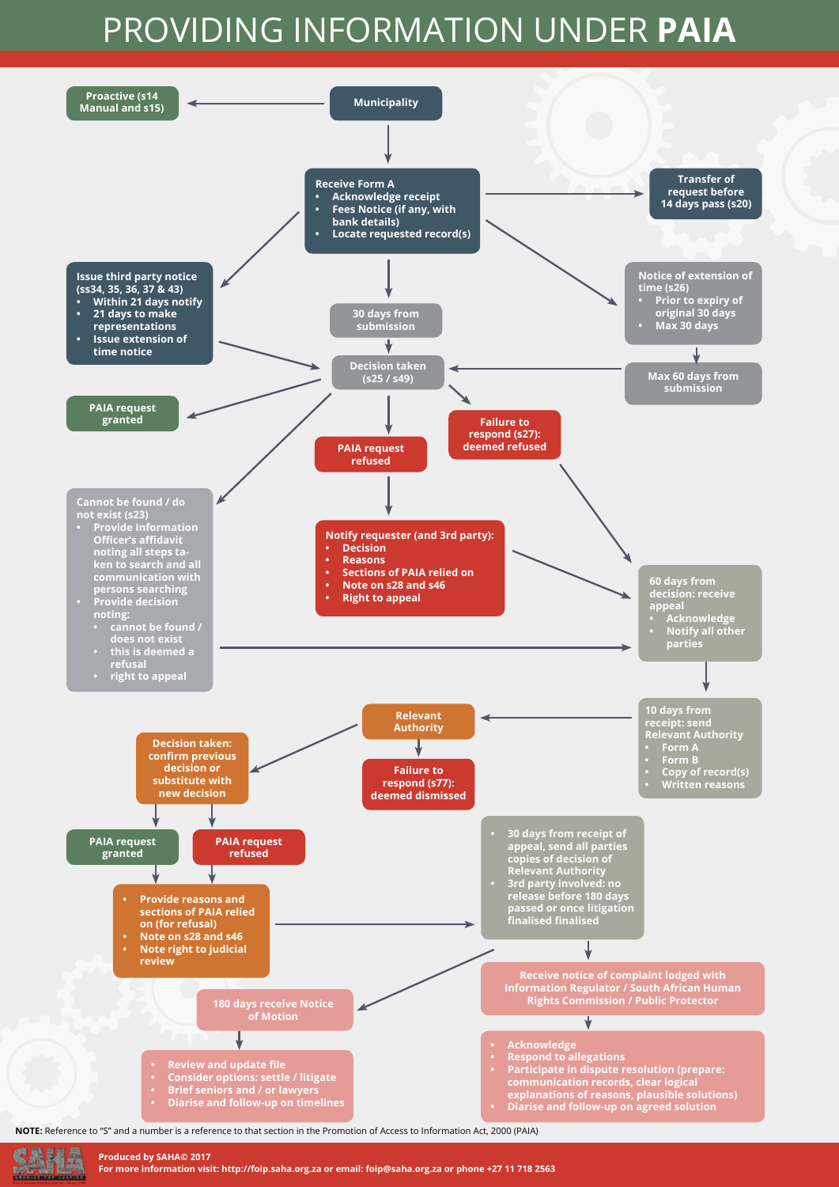# PROVIDING INFORMATION UNDER **PAIA**

**Municipality**

**Proactive (s14 Manual and s15)**

**Receive Form A**
- Acknowledge receipt
- Fees Notice (if any, with bank details)
- Locate requested record(s)

**Transfer of request before 14 days pass (s20)**

**Issue third party notice (ss34, 35, 36, 37 & 43)**
- Within 21 days notify
- 21 days to make representations
- Issue extension of time notice

**30 days from submission**

**Notice of extension of time (s26)**
- Prior to expiry of original 30 days
- Max 30 days

**Decision taken (s25 / s49)**

**Max 60 days from submission**

**PAIA request granted**

**PAIA request refused**

**Failure to respond (s27): deemed refused**

**Cannot be found / do not exist (s23)**
- Provide Information Officer's affidavit noting all steps taken to search and all communication with persons searching
- Provide decision noting:
  - cannot be found / does not exist
  - this is deemed a refusal
  - right to appeal

**Notify requester (and 3rd party):**
- Decision
- Reasons
- Sections of PAIA relied on
- Note on s28 and s46
- Right to appeal

**60 days from decision: receive appeal**
- Acknowledge
- Notify all other parties

**10 days from receipt: send Relevant Authority**
- Form A
- Form B
- Copy of record(s)
- Written reasons

**Relevant Authority**

**Failure to respond (s77): deemed dismissed**

**Decision taken: confirm previous decision or substitute with new decision**

**PAIA request granted**

**PAIA request refused**

- Provide reasons and sections of PAIA relied on (for refusal)
- Note on s28 and s46
- Note right to judicial review

- 30 days from receipt of appeal, send all parties copies of decision of Relevant Authority
- 3rd party involved: no release before 180 days passed or once litigation finalised finalised

**Receive notice of complaint lodged with Information Regulator / South African Human Rights Commission / Public Protector**

**180 days receive Notice of Motion**

- Review and update file
- Consider options: settle / litigate
- Brief seniors and / or lawyers
- Diarise and follow-up on timelines

- Acknowledge
- Respond to allegations
- Participate in dispute resolution (prepare: communication records, clear logical explanations of reasons, plausible solutions)
- Diarise and follow-up on agreed solution

**NOTE:** Reference to "S" and a number is a reference to that section in the Promotion of Access to Information Act, 2000 (PAIA)

**Produced by SAHA© 2017**
**For more information visit: http://foip.saha.org.za or email: foip@saha.org.za or phone +27 11 718 2563**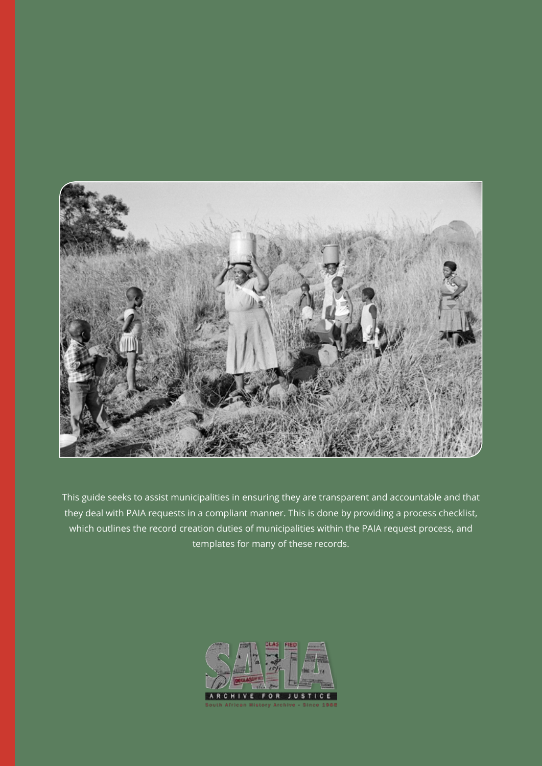This guide seeks to assist municipalities in ensuring they are transparent and accountable and that they deal with PAIA requests in a compliant manner. This is done by providing a process checklist, which outlines the record creation duties of municipalities within the PAIA request process, and templates for many of these records.